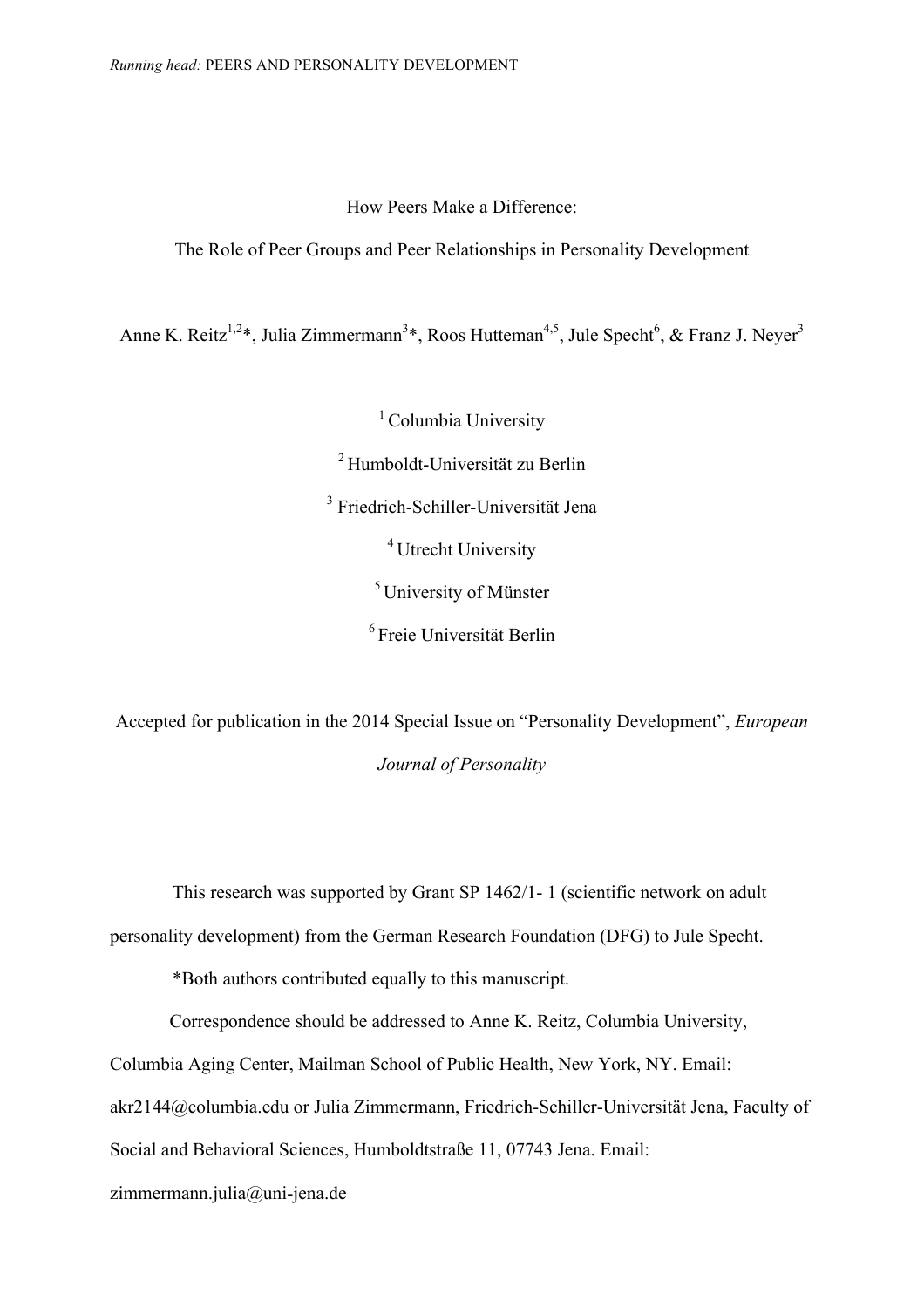# How Peers Make a Difference:

## The Role of Peer Groups and Peer Relationships in Personality Development

Anne K. Reitz[1,2]*, Julia Zimmermann[3]*, Roos Hutteman[4,5], Jule Specht[6], & Franz J. Neyer[3]

[1] Columbia University

[2] Humboldt-Universität zu Berlin

[3] Friedrich-Schiller-Universität Jena

[4] Utrecht University

[5] University of Münster

[6] Freie Universität Berlin

Accepted for publication in the 2014 Special Issue on "Personality Development", *European Journal of Personality*

This research was supported by Grant SP 1462/1- 1 (scientific network on adult personality development) from the German Research Foundation (DFG) to Jule Specht.

*Both authors contributed equally to this manuscript.

Correspondence should be addressed to Anne K. Reitz, Columbia University, Columbia Aging Center, Mailman School of Public Health, New York, NY. Email: akr2144@columbia.edu or Julia Zimmermann, Friedrich-Schiller-Universität Jena, Faculty of Social and Behavioral Sciences, Humboldtstraße 11, 07743 Jena. Email: zimmermann.julia@uni-jena.de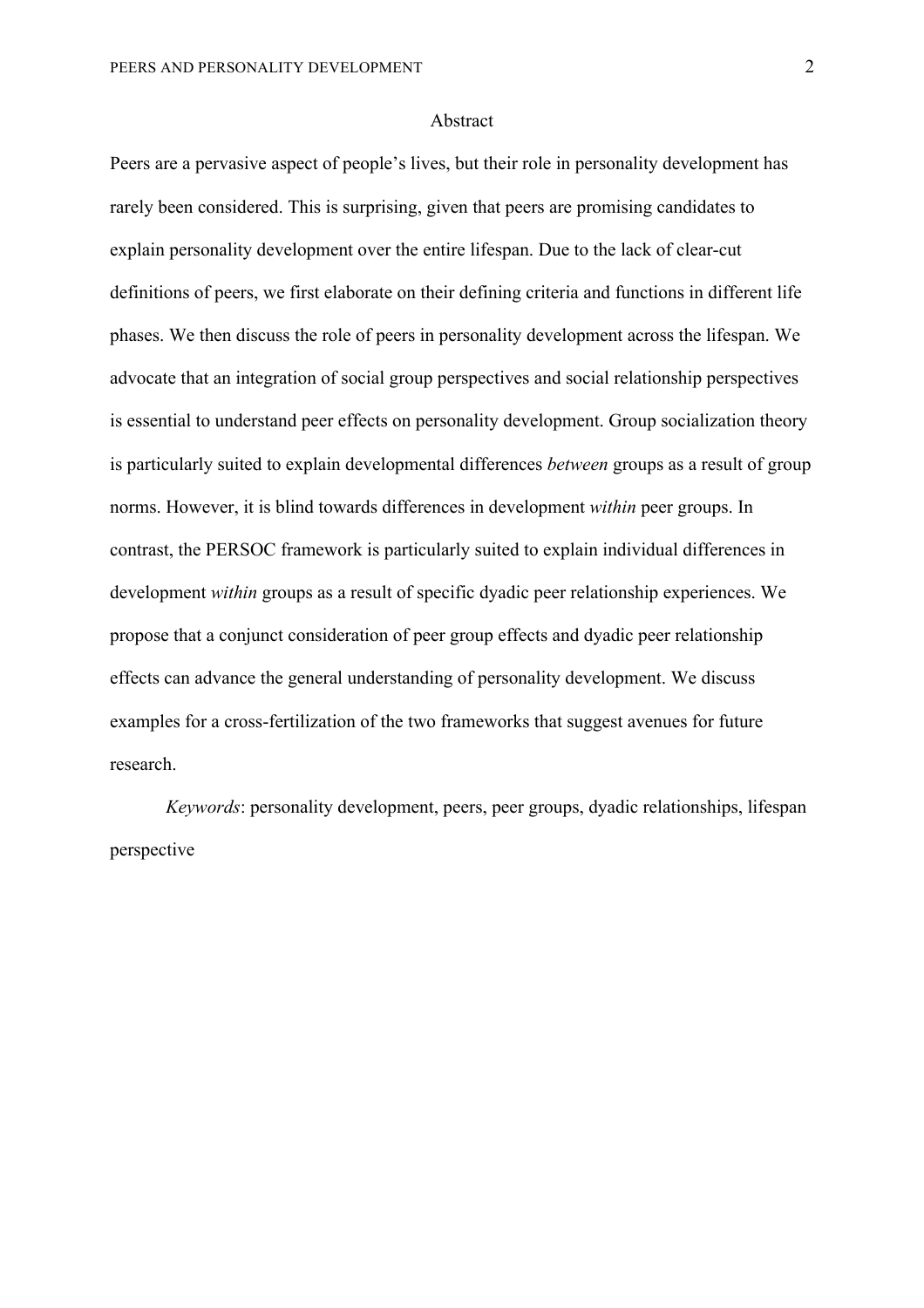## Abstract

Peers are a pervasive aspect of people's lives, but their role in personality development has rarely been considered. This is surprising, given that peers are promising candidates to explain personality development over the entire lifespan. Due to the lack of clear-cut definitions of peers, we first elaborate on their defining criteria and functions in different life phases. We then discuss the role of peers in personality development across the lifespan. We advocate that an integration of social group perspectives and social relationship perspectives is essential to understand peer effects on personality development. Group socialization theory is particularly suited to explain developmental differences *between* groups as a result of group norms. However, it is blind towards differences in development *within* peer groups. In contrast, the PERSOC framework is particularly suited to explain individual differences in development *within* groups as a result of specific dyadic peer relationship experiences. We propose that a conjunct consideration of peer group effects and dyadic peer relationship effects can advance the general understanding of personality development. We discuss examples for a cross-fertilization of the two frameworks that suggest avenues for future research.

*Keywords*: personality development, peers, peer groups, dyadic relationships, lifespan perspective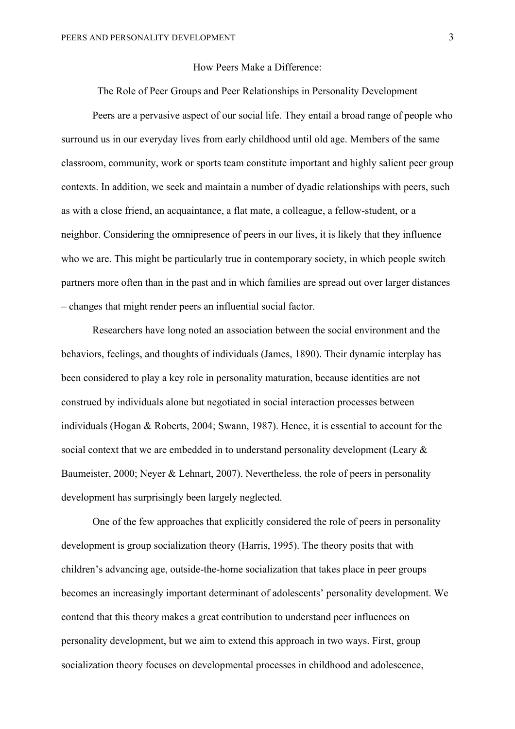# How Peers Make a Difference:

## The Role of Peer Groups and Peer Relationships in Personality Development

Peers are a pervasive aspect of our social life. They entail a broad range of people who surround us in our everyday lives from early childhood until old age. Members of the same classroom, community, work or sports team constitute important and highly salient peer group contexts. In addition, we seek and maintain a number of dyadic relationships with peers, such as with a close friend, an acquaintance, a flat mate, a colleague, a fellow-student, or a neighbor. Considering the omnipresence of peers in our lives, it is likely that they influence who we are. This might be particularly true in contemporary society, in which people switch partners more often than in the past and in which families are spread out over larger distances – changes that might render peers an influential social factor.

Researchers have long noted an association between the social environment and the behaviors, feelings, and thoughts of individuals (James, 1890). Their dynamic interplay has been considered to play a key role in personality maturation, because identities are not construed by individuals alone but negotiated in social interaction processes between individuals (Hogan & Roberts, 2004; Swann, 1987). Hence, it is essential to account for the social context that we are embedded in to understand personality development (Leary & Baumeister, 2000; Neyer & Lehnart, 2007). Nevertheless, the role of peers in personality development has surprisingly been largely neglected.

One of the few approaches that explicitly considered the role of peers in personality development is group socialization theory (Harris, 1995). The theory posits that with children's advancing age, outside-the-home socialization that takes place in peer groups becomes an increasingly important determinant of adolescents' personality development. We contend that this theory makes a great contribution to understand peer influences on personality development, but we aim to extend this approach in two ways. First, group socialization theory focuses on developmental processes in childhood and adolescence,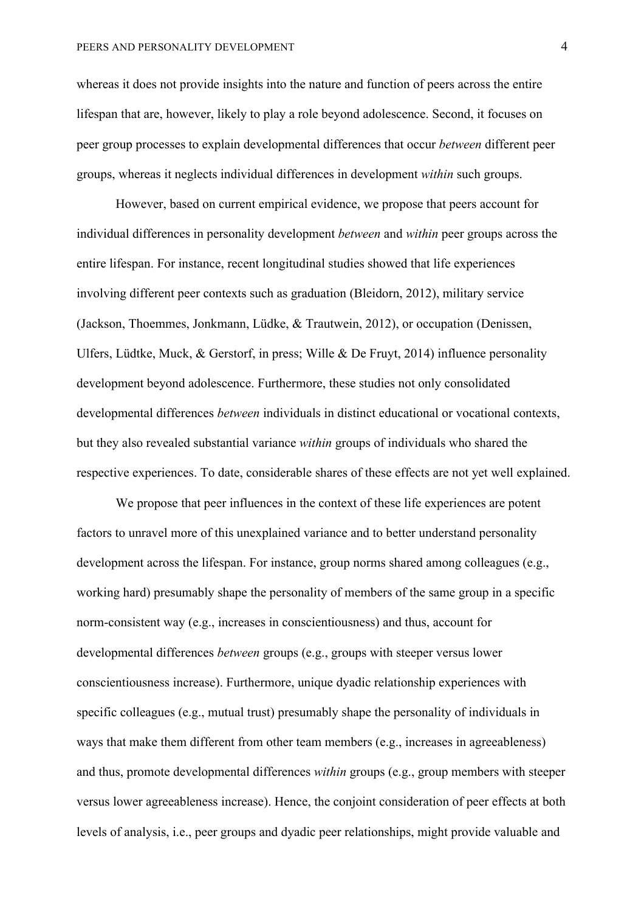whereas it does not provide insights into the nature and function of peers across the entire lifespan that are, however, likely to play a role beyond adolescence. Second, it focuses on peer group processes to explain developmental differences that occur *between* different peer groups, whereas it neglects individual differences in development *within* such groups.

However, based on current empirical evidence, we propose that peers account for individual differences in personality development *between* and *within* peer groups across the entire lifespan. For instance, recent longitudinal studies showed that life experiences involving different peer contexts such as graduation (Bleidorn, 2012), military service (Jackson, Thoemmes, Jonkmann, Lüdke, & Trautwein, 2012), or occupation (Denissen, Ulfers, Lüdtke, Muck, & Gerstorf, in press; Wille & De Fruyt, 2014) influence personality development beyond adolescence. Furthermore, these studies not only consolidated developmental differences *between* individuals in distinct educational or vocational contexts, but they also revealed substantial variance *within* groups of individuals who shared the respective experiences. To date, considerable shares of these effects are not yet well explained.

We propose that peer influences in the context of these life experiences are potent factors to unravel more of this unexplained variance and to better understand personality development across the lifespan. For instance, group norms shared among colleagues (e.g., working hard) presumably shape the personality of members of the same group in a specific norm-consistent way (e.g., increases in conscientiousness) and thus, account for developmental differences *between* groups (e.g., groups with steeper versus lower conscientiousness increase). Furthermore, unique dyadic relationship experiences with specific colleagues (e.g., mutual trust) presumably shape the personality of individuals in ways that make them different from other team members (e.g., increases in agreeableness) and thus, promote developmental differences *within* groups (e.g., group members with steeper versus lower agreeableness increase). Hence, the conjoint consideration of peer effects at both levels of analysis, i.e., peer groups and dyadic peer relationships, might provide valuable and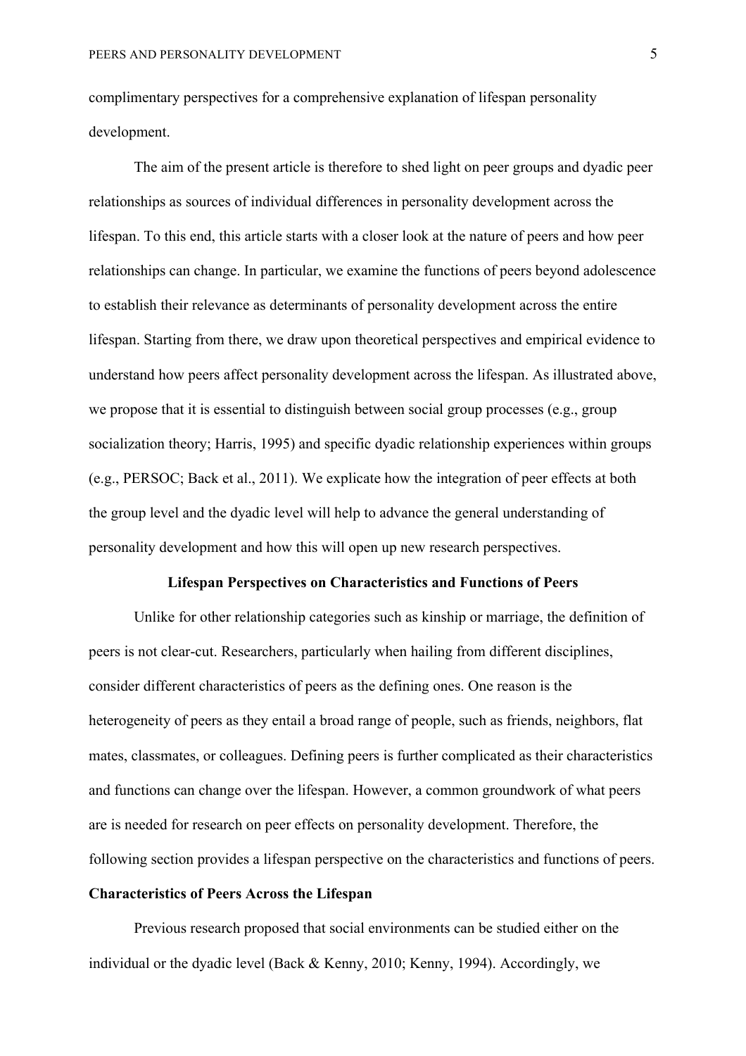complimentary perspectives for a comprehensive explanation of lifespan personality development.

The aim of the present article is therefore to shed light on peer groups and dyadic peer relationships as sources of individual differences in personality development across the lifespan. To this end, this article starts with a closer look at the nature of peers and how peer relationships can change. In particular, we examine the functions of peers beyond adolescence to establish their relevance as determinants of personality development across the entire lifespan. Starting from there, we draw upon theoretical perspectives and empirical evidence to understand how peers affect personality development across the lifespan. As illustrated above, we propose that it is essential to distinguish between social group processes (e.g., group socialization theory; Harris, 1995) and specific dyadic relationship experiences within groups (e.g., PERSOC; Back et al., 2011). We explicate how the integration of peer effects at both the group level and the dyadic level will help to advance the general understanding of personality development and how this will open up new research perspectives.

## Lifespan Perspectives on Characteristics and Functions of Peers

Unlike for other relationship categories such as kinship or marriage, the definition of peers is not clear-cut. Researchers, particularly when hailing from different disciplines, consider different characteristics of peers as the defining ones. One reason is the heterogeneity of peers as they entail a broad range of people, such as friends, neighbors, flat mates, classmates, or colleagues. Defining peers is further complicated as their characteristics and functions can change over the lifespan. However, a common groundwork of what peers are is needed for research on peer effects on personality development. Therefore, the following section provides a lifespan perspective on the characteristics and functions of peers.

### Characteristics of Peers Across the Lifespan

Previous research proposed that social environments can be studied either on the individual or the dyadic level (Back & Kenny, 2010; Kenny, 1994). Accordingly, we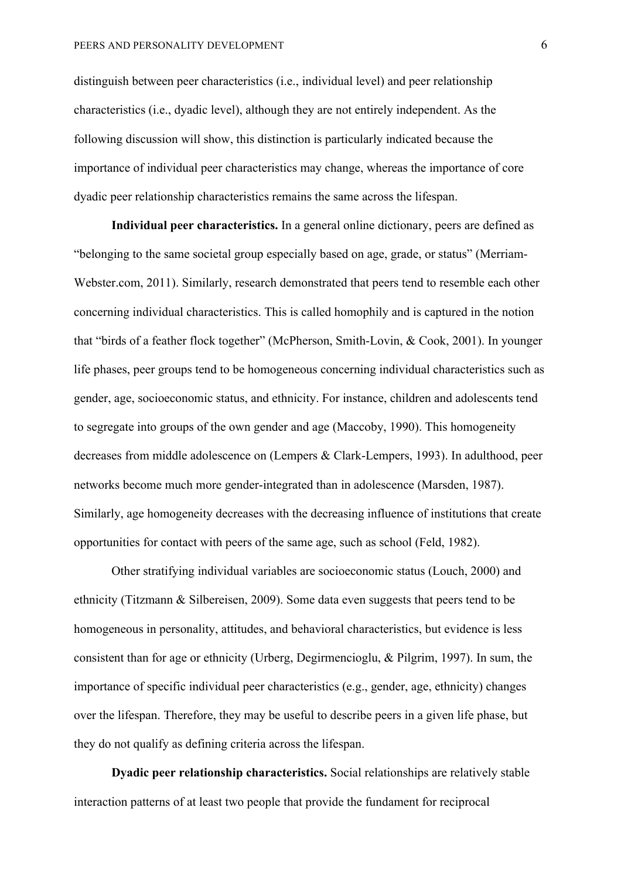distinguish between peer characteristics (i.e., individual level) and peer relationship characteristics (i.e., dyadic level), although they are not entirely independent. As the following discussion will show, this distinction is particularly indicated because the importance of individual peer characteristics may change, whereas the importance of core dyadic peer relationship characteristics remains the same across the lifespan.

**Individual peer characteristics.** In a general online dictionary, peers are defined as "belonging to the same societal group especially based on age, grade, or status" (Merriam-Webster.com, 2011). Similarly, research demonstrated that peers tend to resemble each other concerning individual characteristics. This is called homophily and is captured in the notion that "birds of a feather flock together" (McPherson, Smith-Lovin, & Cook, 2001). In younger life phases, peer groups tend to be homogeneous concerning individual characteristics such as gender, age, socioeconomic status, and ethnicity. For instance, children and adolescents tend to segregate into groups of the own gender and age (Maccoby, 1990). This homogeneity decreases from middle adolescence on (Lempers & Clark-Lempers, 1993). In adulthood, peer networks become much more gender-integrated than in adolescence (Marsden, 1987). Similarly, age homogeneity decreases with the decreasing influence of institutions that create opportunities for contact with peers of the same age, such as school (Feld, 1982).

Other stratifying individual variables are socioeconomic status (Louch, 2000) and ethnicity (Titzmann & Silbereisen, 2009). Some data even suggests that peers tend to be homogeneous in personality, attitudes, and behavioral characteristics, but evidence is less consistent than for age or ethnicity (Urberg, Degirmencioglu, & Pilgrim, 1997). In sum, the importance of specific individual peer characteristics (e.g., gender, age, ethnicity) changes over the lifespan. Therefore, they may be useful to describe peers in a given life phase, but they do not qualify as defining criteria across the lifespan.

**Dyadic peer relationship characteristics.** Social relationships are relatively stable interaction patterns of at least two people that provide the fundament for reciprocal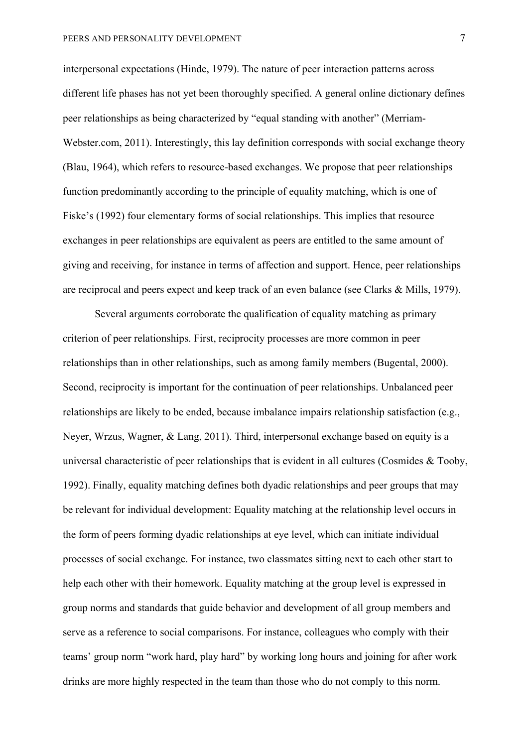interpersonal expectations (Hinde, 1979). The nature of peer interaction patterns across different life phases has not yet been thoroughly specified. A general online dictionary defines peer relationships as being characterized by "equal standing with another" (Merriam-Webster.com, 2011). Interestingly, this lay definition corresponds with social exchange theory (Blau, 1964), which refers to resource-based exchanges. We propose that peer relationships function predominantly according to the principle of equality matching, which is one of Fiske's (1992) four elementary forms of social relationships. This implies that resource exchanges in peer relationships are equivalent as peers are entitled to the same amount of giving and receiving, for instance in terms of affection and support. Hence, peer relationships are reciprocal and peers expect and keep track of an even balance (see Clarks & Mills, 1979).

Several arguments corroborate the qualification of equality matching as primary criterion of peer relationships. First, reciprocity processes are more common in peer relationships than in other relationships, such as among family members (Bugental, 2000). Second, reciprocity is important for the continuation of peer relationships. Unbalanced peer relationships are likely to be ended, because imbalance impairs relationship satisfaction (e.g., Neyer, Wrzus, Wagner, & Lang, 2011). Third, interpersonal exchange based on equity is a universal characteristic of peer relationships that is evident in all cultures (Cosmides & Tooby, 1992). Finally, equality matching defines both dyadic relationships and peer groups that may be relevant for individual development: Equality matching at the relationship level occurs in the form of peers forming dyadic relationships at eye level, which can initiate individual processes of social exchange. For instance, two classmates sitting next to each other start to help each other with their homework. Equality matching at the group level is expressed in group norms and standards that guide behavior and development of all group members and serve as a reference to social comparisons. For instance, colleagues who comply with their teams' group norm "work hard, play hard" by working long hours and joining for after work drinks are more highly respected in the team than those who do not comply to this norm.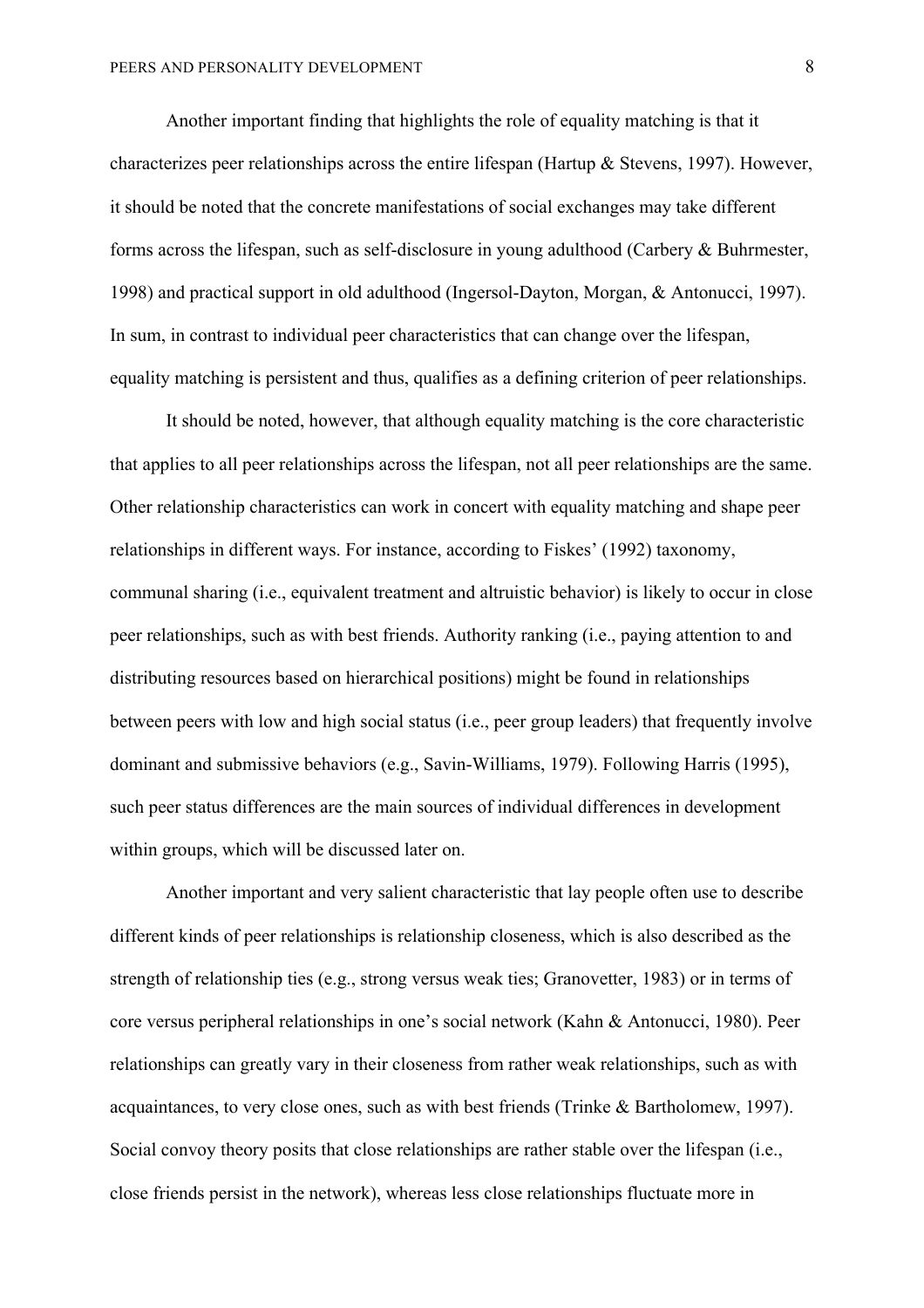Another important finding that highlights the role of equality matching is that it characterizes peer relationships across the entire lifespan (Hartup & Stevens, 1997). However, it should be noted that the concrete manifestations of social exchanges may take different forms across the lifespan, such as self-disclosure in young adulthood (Carbery & Buhrmester, 1998) and practical support in old adulthood (Ingersol-Dayton, Morgan, & Antonucci, 1997). In sum, in contrast to individual peer characteristics that can change over the lifespan, equality matching is persistent and thus, qualifies as a defining criterion of peer relationships.

It should be noted, however, that although equality matching is the core characteristic that applies to all peer relationships across the lifespan, not all peer relationships are the same. Other relationship characteristics can work in concert with equality matching and shape peer relationships in different ways. For instance, according to Fiskes' (1992) taxonomy, communal sharing (i.e., equivalent treatment and altruistic behavior) is likely to occur in close peer relationships, such as with best friends. Authority ranking (i.e., paying attention to and distributing resources based on hierarchical positions) might be found in relationships between peers with low and high social status (i.e., peer group leaders) that frequently involve dominant and submissive behaviors (e.g., Savin-Williams, 1979). Following Harris (1995), such peer status differences are the main sources of individual differences in development within groups, which will be discussed later on.

Another important and very salient characteristic that lay people often use to describe different kinds of peer relationships is relationship closeness, which is also described as the strength of relationship ties (e.g., strong versus weak ties; Granovetter, 1983) or in terms of core versus peripheral relationships in one's social network (Kahn & Antonucci, 1980). Peer relationships can greatly vary in their closeness from rather weak relationships, such as with acquaintances, to very close ones, such as with best friends (Trinke & Bartholomew, 1997). Social convoy theory posits that close relationships are rather stable over the lifespan (i.e., close friends persist in the network), whereas less close relationships fluctuate more in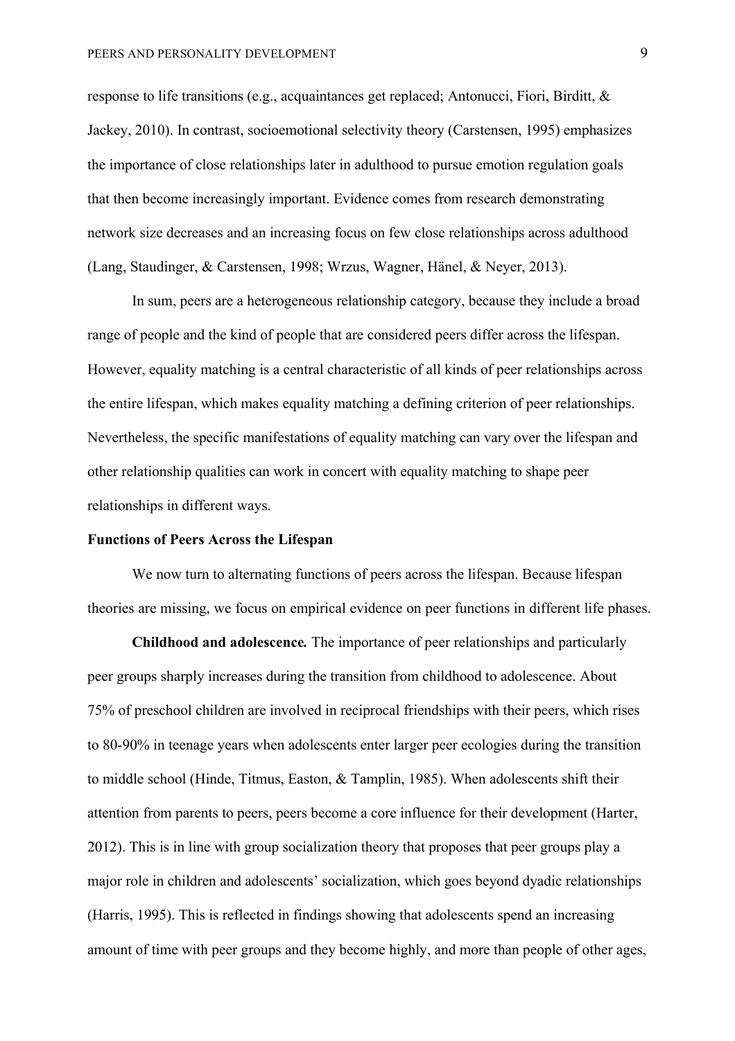response to life transitions (e.g., acquaintances get replaced; Antonucci, Fiori, Birditt, & Jackey, 2010). In contrast, socioemotional selectivity theory (Carstensen, 1995) emphasizes the importance of close relationships later in adulthood to pursue emotion regulation goals that then become increasingly important. Evidence comes from research demonstrating network size decreases and an increasing focus on few close relationships across adulthood (Lang, Staudinger, & Carstensen, 1998; Wrzus, Wagner, Hänel, & Neyer, 2013).

In sum, peers are a heterogeneous relationship category, because they include a broad range of people and the kind of people that are considered peers differ across the lifespan. However, equality matching is a central characteristic of all kinds of peer relationships across the entire lifespan, which makes equality matching a defining criterion of peer relationships. Nevertheless, the specific manifestations of equality matching can vary over the lifespan and other relationship qualities can work in concert with equality matching to shape peer relationships in different ways.

## Functions of Peers Across the Lifespan

We now turn to alternating functions of peers across the lifespan. Because lifespan theories are missing, we focus on empirical evidence on peer functions in different life phases.

**Childhood and adolescence.** The importance of peer relationships and particularly peer groups sharply increases during the transition from childhood to adolescence. About 75% of preschool children are involved in reciprocal friendships with their peers, which rises to 80-90% in teenage years when adolescents enter larger peer ecologies during the transition to middle school (Hinde, Titmus, Easton, & Tamplin, 1985). When adolescents shift their attention from parents to peers, peers become a core influence for their development (Harter, 2012). This is in line with group socialization theory that proposes that peer groups play a major role in children and adolescents' socialization, which goes beyond dyadic relationships (Harris, 1995). This is reflected in findings showing that adolescents spend an increasing amount of time with peer groups and they become highly, and more than people of other ages,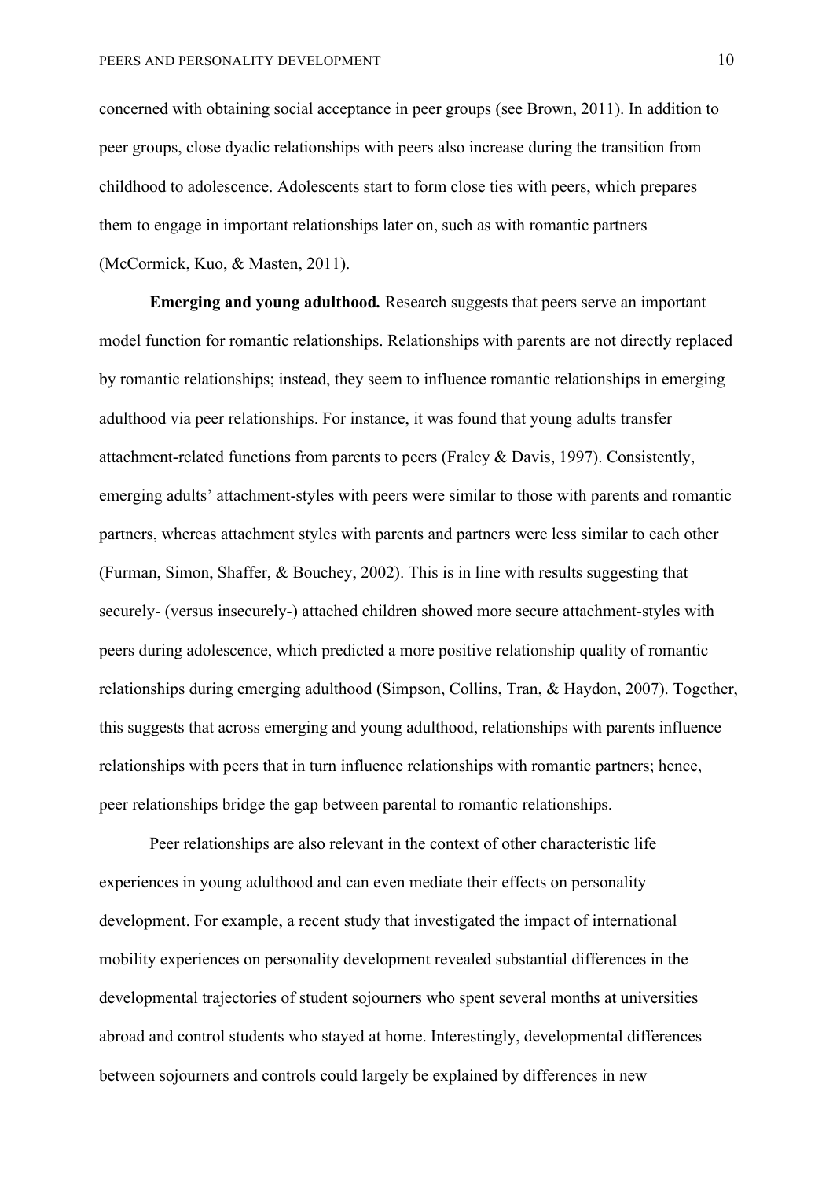concerned with obtaining social acceptance in peer groups (see Brown, 2011). In addition to peer groups, close dyadic relationships with peers also increase during the transition from childhood to adolescence. Adolescents start to form close ties with peers, which prepares them to engage in important relationships later on, such as with romantic partners (McCormick, Kuo, & Masten, 2011).

**Emerging and young adulthood.** Research suggests that peers serve an important model function for romantic relationships. Relationships with parents are not directly replaced by romantic relationships; instead, they seem to influence romantic relationships in emerging adulthood via peer relationships. For instance, it was found that young adults transfer attachment-related functions from parents to peers (Fraley & Davis, 1997). Consistently, emerging adults' attachment-styles with peers were similar to those with parents and romantic partners, whereas attachment styles with parents and partners were less similar to each other (Furman, Simon, Shaffer, & Bouchey, 2002). This is in line with results suggesting that securely- (versus insecurely-) attached children showed more secure attachment-styles with peers during adolescence, which predicted a more positive relationship quality of romantic relationships during emerging adulthood (Simpson, Collins, Tran, & Haydon, 2007). Together, this suggests that across emerging and young adulthood, relationships with parents influence relationships with peers that in turn influence relationships with romantic partners; hence, peer relationships bridge the gap between parental to romantic relationships.

Peer relationships are also relevant in the context of other characteristic life experiences in young adulthood and can even mediate their effects on personality development. For example, a recent study that investigated the impact of international mobility experiences on personality development revealed substantial differences in the developmental trajectories of student sojourners who spent several months at universities abroad and control students who stayed at home. Interestingly, developmental differences between sojourners and controls could largely be explained by differences in new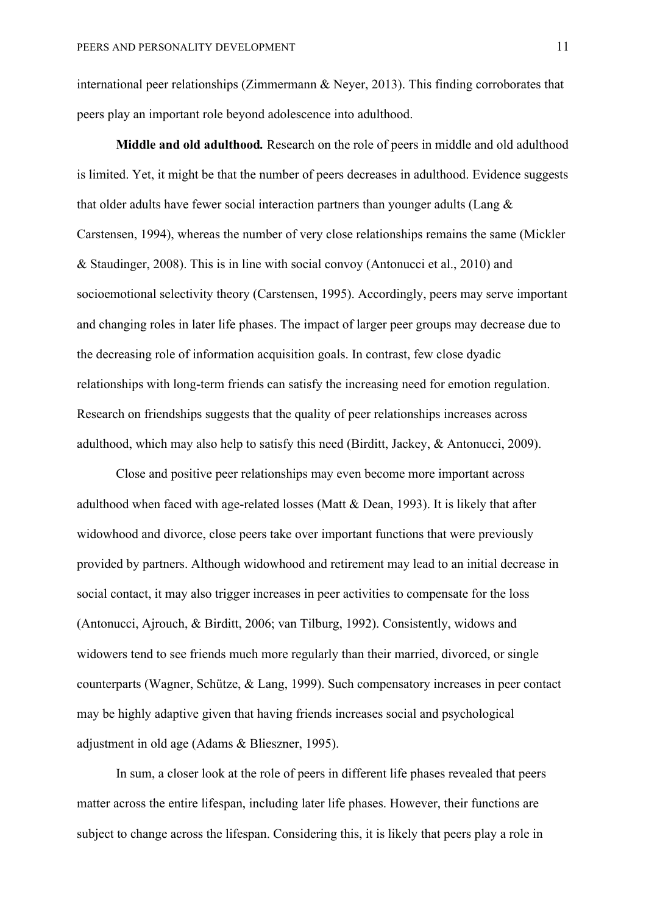international peer relationships (Zimmermann & Neyer, 2013). This finding corroborates that peers play an important role beyond adolescence into adulthood.

**Middle and old adulthood.** Research on the role of peers in middle and old adulthood is limited. Yet, it might be that the number of peers decreases in adulthood. Evidence suggests that older adults have fewer social interaction partners than younger adults (Lang & Carstensen, 1994), whereas the number of very close relationships remains the same (Mickler & Staudinger, 2008). This is in line with social convoy (Antonucci et al., 2010) and socioemotional selectivity theory (Carstensen, 1995). Accordingly, peers may serve important and changing roles in later life phases. The impact of larger peer groups may decrease due to the decreasing role of information acquisition goals. In contrast, few close dyadic relationships with long-term friends can satisfy the increasing need for emotion regulation. Research on friendships suggests that the quality of peer relationships increases across adulthood, which may also help to satisfy this need (Birditt, Jackey, & Antonucci, 2009).

Close and positive peer relationships may even become more important across adulthood when faced with age-related losses (Matt & Dean, 1993). It is likely that after widowhood and divorce, close peers take over important functions that were previously provided by partners. Although widowhood and retirement may lead to an initial decrease in social contact, it may also trigger increases in peer activities to compensate for the loss (Antonucci, Ajrouch, & Birditt, 2006; van Tilburg, 1992). Consistently, widows and widowers tend to see friends much more regularly than their married, divorced, or single counterparts (Wagner, Schütze, & Lang, 1999). Such compensatory increases in peer contact may be highly adaptive given that having friends increases social and psychological adjustment in old age (Adams & Blieszner, 1995).

In sum, a closer look at the role of peers in different life phases revealed that peers matter across the entire lifespan, including later life phases. However, their functions are subject to change across the lifespan. Considering this, it is likely that peers play a role in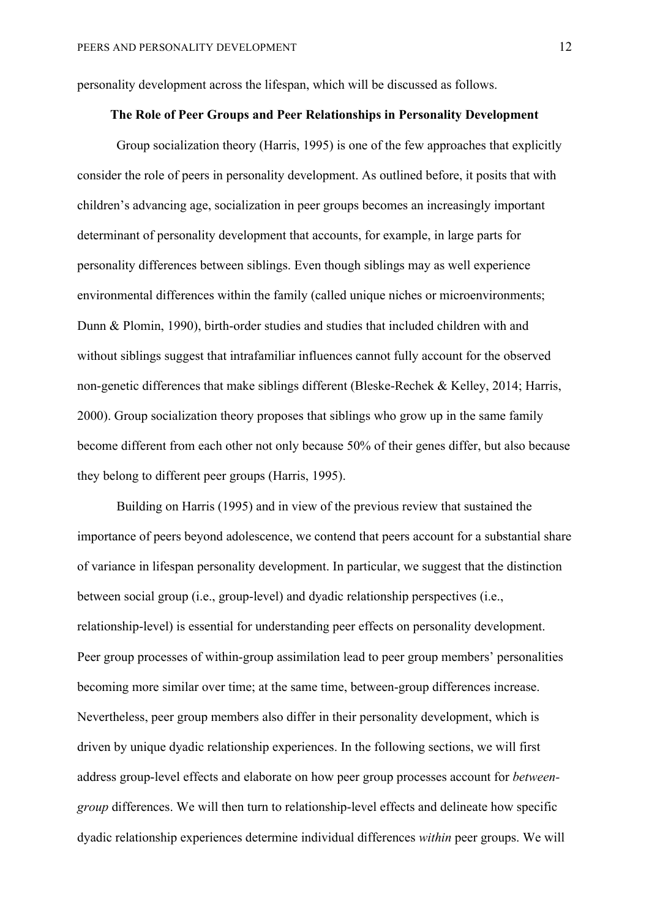personality development across the lifespan, which will be discussed as follows.

## The Role of Peer Groups and Peer Relationships in Personality Development

Group socialization theory (Harris, 1995) is one of the few approaches that explicitly consider the role of peers in personality development. As outlined before, it posits that with children's advancing age, socialization in peer groups becomes an increasingly important determinant of personality development that accounts, for example, in large parts for personality differences between siblings. Even though siblings may as well experience environmental differences within the family (called unique niches or microenvironments; Dunn & Plomin, 1990), birth-order studies and studies that included children with and without siblings suggest that intrafamiliar influences cannot fully account for the observed non-genetic differences that make siblings different (Bleske-Rechek & Kelley, 2014; Harris, 2000). Group socialization theory proposes that siblings who grow up in the same family become different from each other not only because 50% of their genes differ, but also because they belong to different peer groups (Harris, 1995).

Building on Harris (1995) and in view of the previous review that sustained the importance of peers beyond adolescence, we contend that peers account for a substantial share of variance in lifespan personality development. In particular, we suggest that the distinction between social group (i.e., group-level) and dyadic relationship perspectives (i.e., relationship-level) is essential for understanding peer effects on personality development. Peer group processes of within-group assimilation lead to peer group members' personalities becoming more similar over time; at the same time, between-group differences increase. Nevertheless, peer group members also differ in their personality development, which is driven by unique dyadic relationship experiences. In the following sections, we will first address group-level effects and elaborate on how peer group processes account for *between-group* differences. We will then turn to relationship-level effects and delineate how specific dyadic relationship experiences determine individual differences *within* peer groups. We will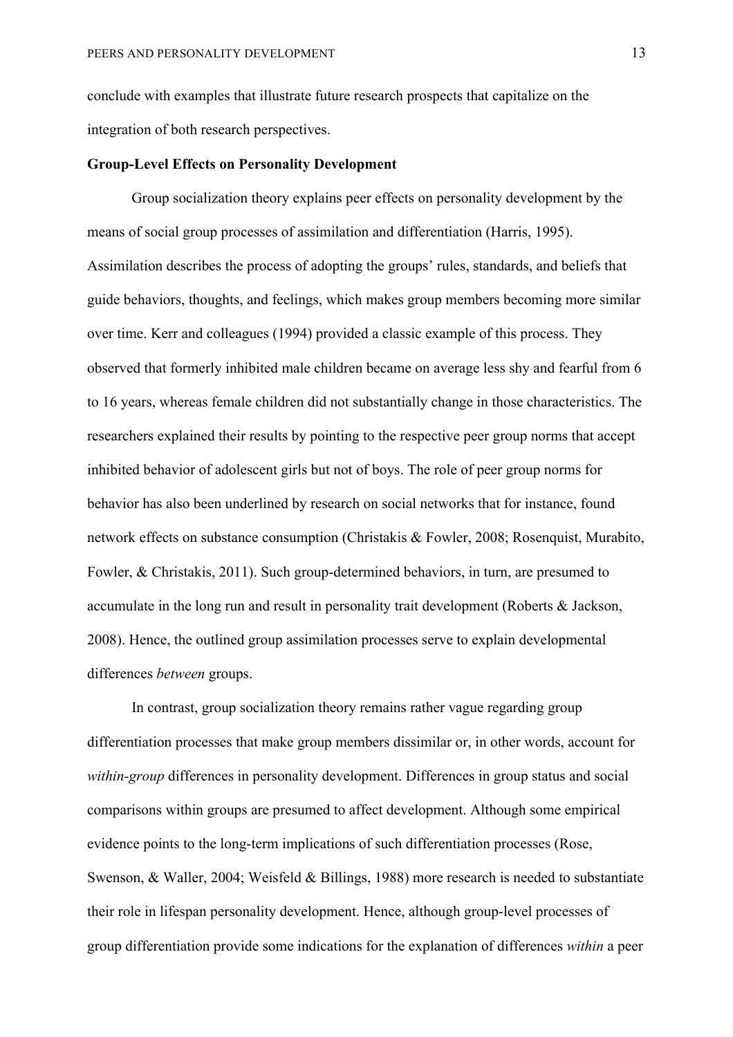conclude with examples that illustrate future research prospects that capitalize on the integration of both research perspectives.

**Group-Level Effects on Personality Development**

Group socialization theory explains peer effects on personality development by the means of social group processes of assimilation and differentiation (Harris, 1995). Assimilation describes the process of adopting the groups' rules, standards, and beliefs that guide behaviors, thoughts, and feelings, which makes group members becoming more similar over time. Kerr and colleagues (1994) provided a classic example of this process. They observed that formerly inhibited male children became on average less shy and fearful from 6 to 16 years, whereas female children did not substantially change in those characteristics. The researchers explained their results by pointing to the respective peer group norms that accept inhibited behavior of adolescent girls but not of boys. The role of peer group norms for behavior has also been underlined by research on social networks that for instance, found network effects on substance consumption (Christakis & Fowler, 2008; Rosenquist, Murabito, Fowler, & Christakis, 2011). Such group-determined behaviors, in turn, are presumed to accumulate in the long run and result in personality trait development (Roberts & Jackson, 2008). Hence, the outlined group assimilation processes serve to explain developmental differences *between* groups.

In contrast, group socialization theory remains rather vague regarding group differentiation processes that make group members dissimilar or, in other words, account for *within-group* differences in personality development. Differences in group status and social comparisons within groups are presumed to affect development. Although some empirical evidence points to the long-term implications of such differentiation processes (Rose, Swenson, & Waller, 2004; Weisfeld & Billings, 1988) more research is needed to substantiate their role in lifespan personality development. Hence, although group-level processes of group differentiation provide some indications for the explanation of differences *within* a peer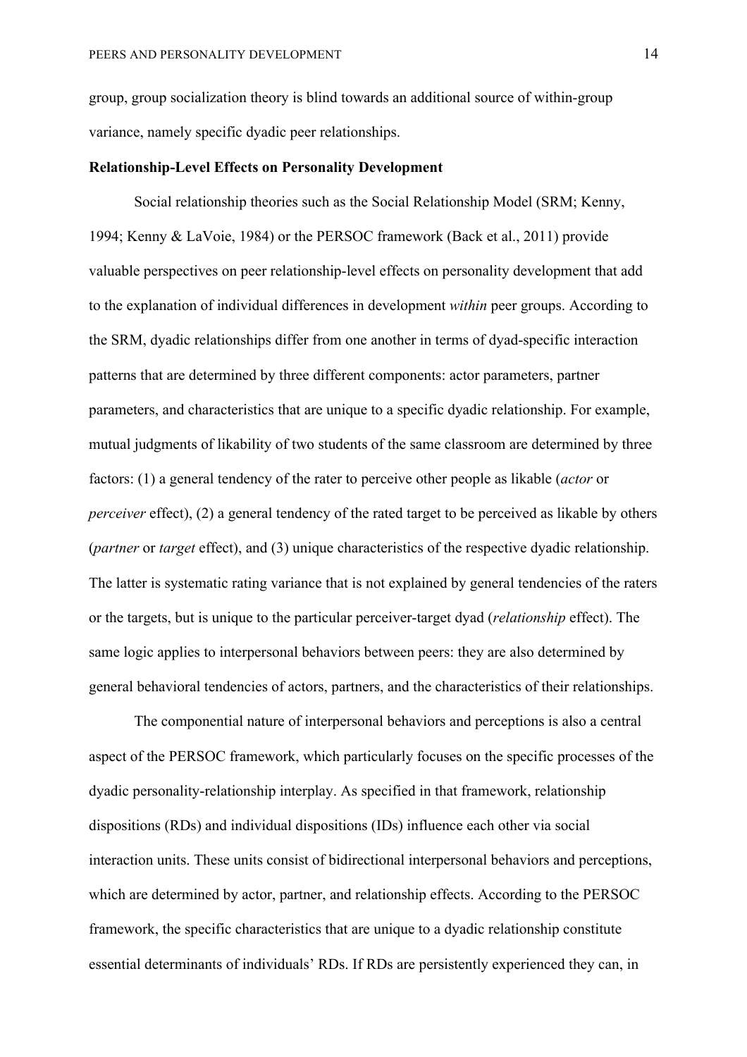group, group socialization theory is blind towards an additional source of within-group variance, namely specific dyadic peer relationships.

**Relationship-Level Effects on Personality Development**

Social relationship theories such as the Social Relationship Model (SRM; Kenny, 1994; Kenny & LaVoie, 1984) or the PERSOC framework (Back et al., 2011) provide valuable perspectives on peer relationship-level effects on personality development that add to the explanation of individual differences in development *within* peer groups. According to the SRM, dyadic relationships differ from one another in terms of dyad-specific interaction patterns that are determined by three different components: actor parameters, partner parameters, and characteristics that are unique to a specific dyadic relationship. For example, mutual judgments of likability of two students of the same classroom are determined by three factors: (1) a general tendency of the rater to perceive other people as likable (*actor* or *perceiver* effect), (2) a general tendency of the rated target to be perceived as likable by others (*partner* or *target* effect), and (3) unique characteristics of the respective dyadic relationship. The latter is systematic rating variance that is not explained by general tendencies of the raters or the targets, but is unique to the particular perceiver-target dyad (*relationship* effect). The same logic applies to interpersonal behaviors between peers: they are also determined by general behavioral tendencies of actors, partners, and the characteristics of their relationships.

The componential nature of interpersonal behaviors and perceptions is also a central aspect of the PERSOC framework, which particularly focuses on the specific processes of the dyadic personality-relationship interplay. As specified in that framework, relationship dispositions (RDs) and individual dispositions (IDs) influence each other via social interaction units. These units consist of bidirectional interpersonal behaviors and perceptions, which are determined by actor, partner, and relationship effects. According to the PERSOC framework, the specific characteristics that are unique to a dyadic relationship constitute essential determinants of individuals' RDs. If RDs are persistently experienced they can, in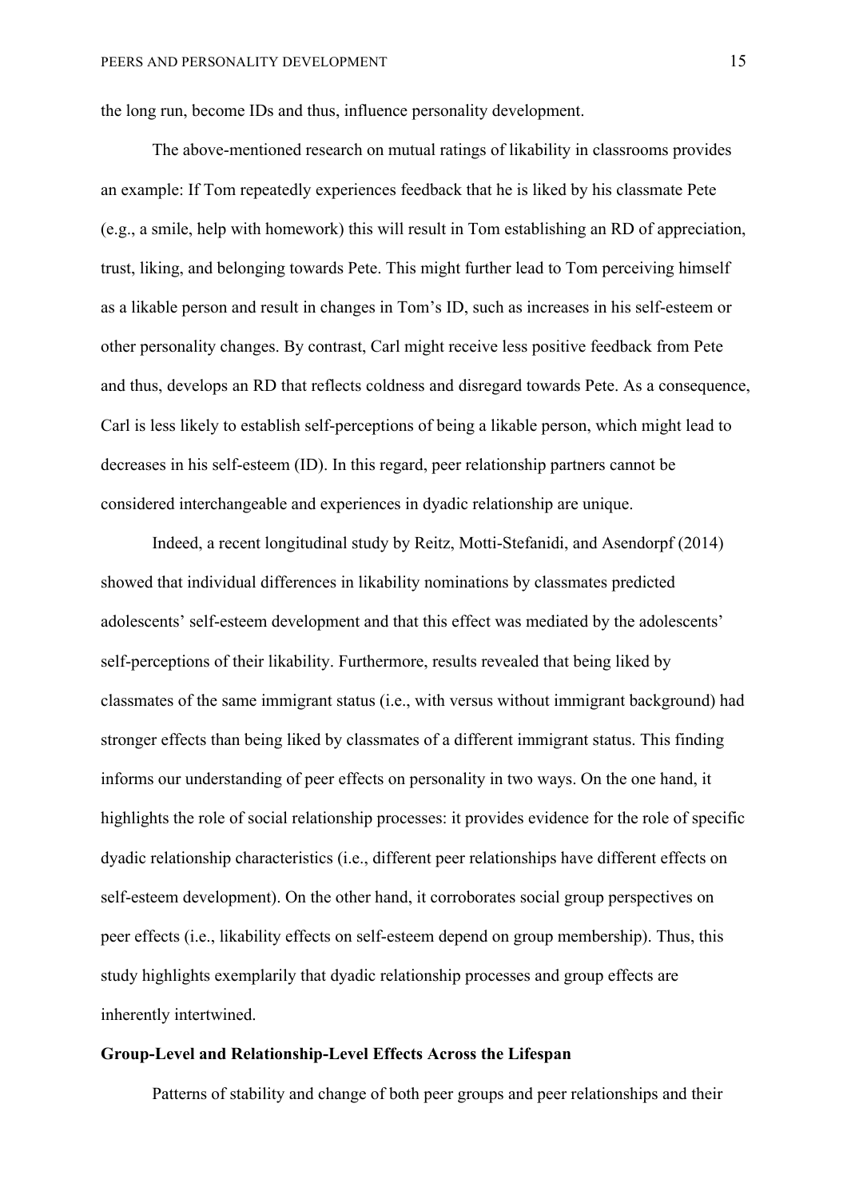the long run, become IDs and thus, influence personality development.

The above-mentioned research on mutual ratings of likability in classrooms provides an example: If Tom repeatedly experiences feedback that he is liked by his classmate Pete (e.g., a smile, help with homework) this will result in Tom establishing an RD of appreciation, trust, liking, and belonging towards Pete. This might further lead to Tom perceiving himself as a likable person and result in changes in Tom's ID, such as increases in his self-esteem or other personality changes. By contrast, Carl might receive less positive feedback from Pete and thus, develops an RD that reflects coldness and disregard towards Pete. As a consequence, Carl is less likely to establish self-perceptions of being a likable person, which might lead to decreases in his self-esteem (ID). In this regard, peer relationship partners cannot be considered interchangeable and experiences in dyadic relationship are unique.

Indeed, a recent longitudinal study by Reitz, Motti-Stefanidi, and Asendorpf (2014) showed that individual differences in likability nominations by classmates predicted adolescents' self-esteem development and that this effect was mediated by the adolescents' self-perceptions of their likability. Furthermore, results revealed that being liked by classmates of the same immigrant status (i.e., with versus without immigrant background) had stronger effects than being liked by classmates of a different immigrant status. This finding informs our understanding of peer effects on personality in two ways. On the one hand, it highlights the role of social relationship processes: it provides evidence for the role of specific dyadic relationship characteristics (i.e., different peer relationships have different effects on self-esteem development). On the other hand, it corroborates social group perspectives on peer effects (i.e., likability effects on self-esteem depend on group membership). Thus, this study highlights exemplarily that dyadic relationship processes and group effects are inherently intertwined.

**Group-Level and Relationship-Level Effects Across the Lifespan**

Patterns of stability and change of both peer groups and peer relationships and their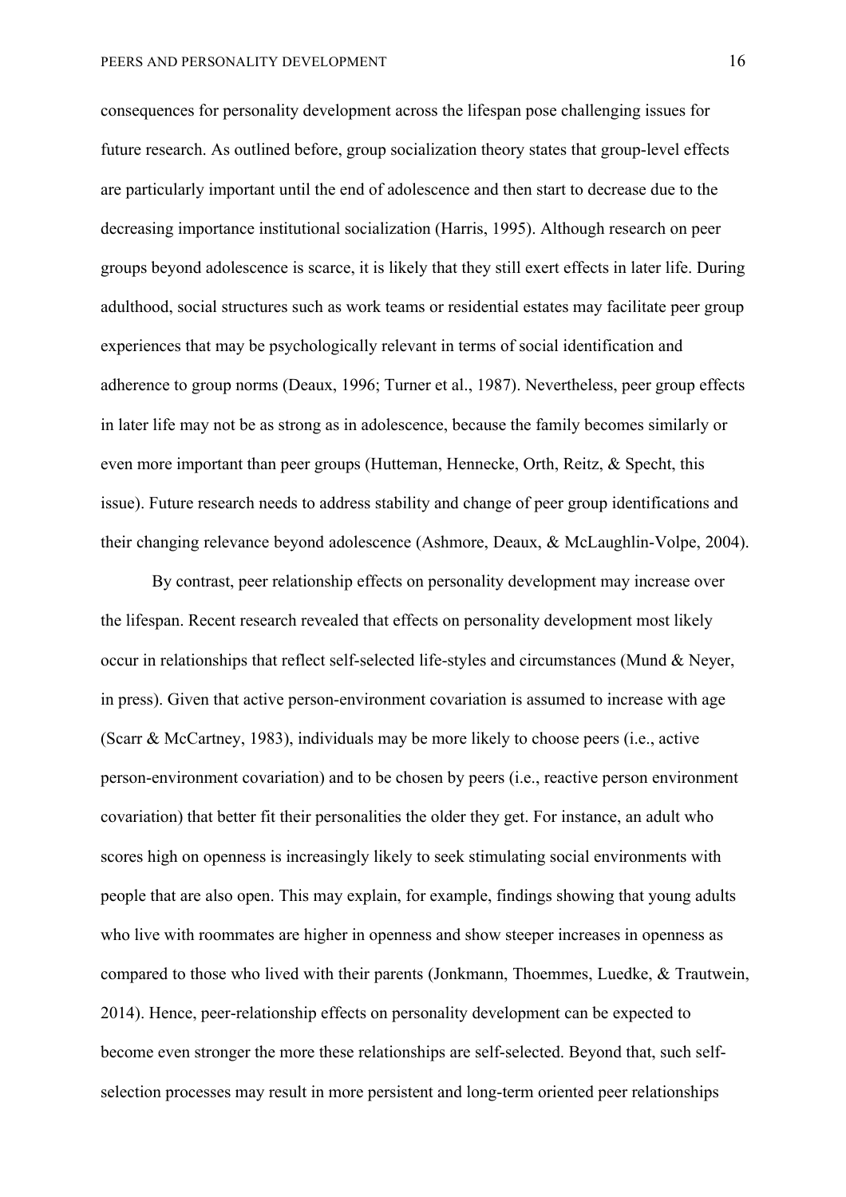consequences for personality development across the lifespan pose challenging issues for future research. As outlined before, group socialization theory states that group-level effects are particularly important until the end of adolescence and then start to decrease due to the decreasing importance institutional socialization (Harris, 1995). Although research on peer groups beyond adolescence is scarce, it is likely that they still exert effects in later life. During adulthood, social structures such as work teams or residential estates may facilitate peer group experiences that may be psychologically relevant in terms of social identification and adherence to group norms (Deaux, 1996; Turner et al., 1987). Nevertheless, peer group effects in later life may not be as strong as in adolescence, because the family becomes similarly or even more important than peer groups (Hutteman, Hennecke, Orth, Reitz, & Specht, this issue). Future research needs to address stability and change of peer group identifications and their changing relevance beyond adolescence (Ashmore, Deaux, & McLaughlin-Volpe, 2004).

By contrast, peer relationship effects on personality development may increase over the lifespan. Recent research revealed that effects on personality development most likely occur in relationships that reflect self-selected life-styles and circumstances (Mund & Neyer, in press). Given that active person-environment covariation is assumed to increase with age (Scarr & McCartney, 1983), individuals may be more likely to choose peers (i.e., active person-environment covariation) and to be chosen by peers (i.e., reactive person environment covariation) that better fit their personalities the older they get. For instance, an adult who scores high on openness is increasingly likely to seek stimulating social environments with people that are also open. This may explain, for example, findings showing that young adults who live with roommates are higher in openness and show steeper increases in openness as compared to those who lived with their parents (Jonkmann, Thoemmes, Luedke, & Trautwein, 2014). Hence, peer-relationship effects on personality development can be expected to become even stronger the more these relationships are self-selected. Beyond that, such self-selection processes may result in more persistent and long-term oriented peer relationships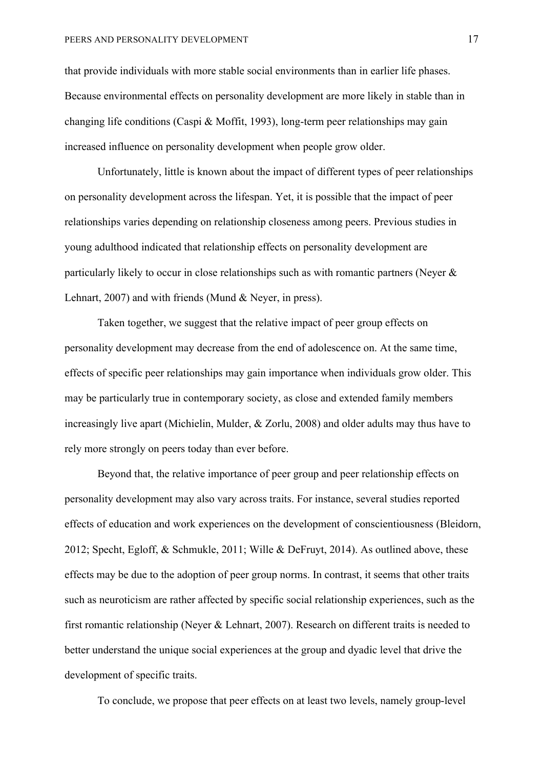that provide individuals with more stable social environments than in earlier life phases. Because environmental effects on personality development are more likely in stable than in changing life conditions (Caspi & Moffit, 1993), long-term peer relationships may gain increased influence on personality development when people grow older.

Unfortunately, little is known about the impact of different types of peer relationships on personality development across the lifespan. Yet, it is possible that the impact of peer relationships varies depending on relationship closeness among peers. Previous studies in young adulthood indicated that relationship effects on personality development are particularly likely to occur in close relationships such as with romantic partners (Neyer & Lehnart, 2007) and with friends (Mund & Neyer, in press).

Taken together, we suggest that the relative impact of peer group effects on personality development may decrease from the end of adolescence on. At the same time, effects of specific peer relationships may gain importance when individuals grow older. This may be particularly true in contemporary society, as close and extended family members increasingly live apart (Michielin, Mulder, & Zorlu, 2008) and older adults may thus have to rely more strongly on peers today than ever before.

Beyond that, the relative importance of peer group and peer relationship effects on personality development may also vary across traits. For instance, several studies reported effects of education and work experiences on the development of conscientiousness (Bleidorn, 2012; Specht, Egloff, & Schmukle, 2011; Wille & DeFruyt, 2014). As outlined above, these effects may be due to the adoption of peer group norms. In contrast, it seems that other traits such as neuroticism are rather affected by specific social relationship experiences, such as the first romantic relationship (Neyer & Lehnart, 2007). Research on different traits is needed to better understand the unique social experiences at the group and dyadic level that drive the development of specific traits.

To conclude, we propose that peer effects on at least two levels, namely group-level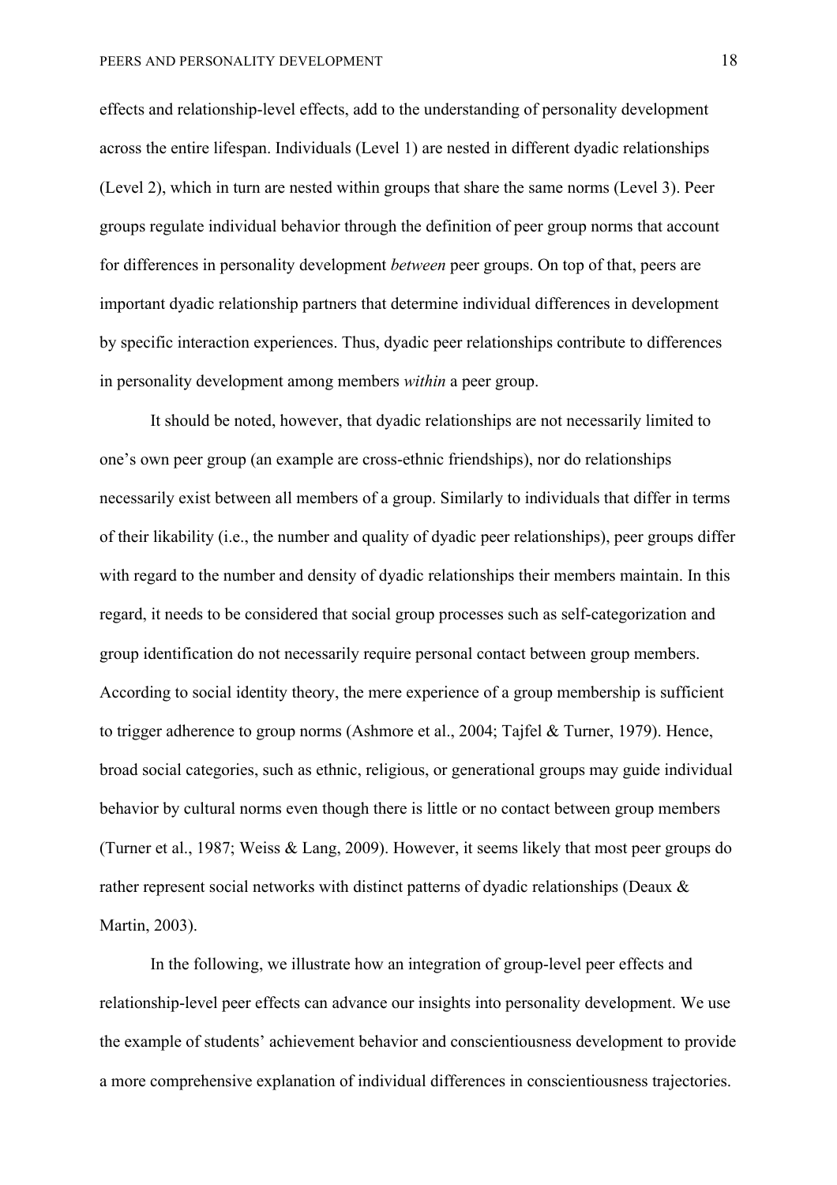effects and relationship-level effects, add to the understanding of personality development across the entire lifespan. Individuals (Level 1) are nested in different dyadic relationships (Level 2), which in turn are nested within groups that share the same norms (Level 3). Peer groups regulate individual behavior through the definition of peer group norms that account for differences in personality development *between* peer groups. On top of that, peers are important dyadic relationship partners that determine individual differences in development by specific interaction experiences. Thus, dyadic peer relationships contribute to differences in personality development among members *within* a peer group.

It should be noted, however, that dyadic relationships are not necessarily limited to one's own peer group (an example are cross-ethnic friendships), nor do relationships necessarily exist between all members of a group. Similarly to individuals that differ in terms of their likability (i.e., the number and quality of dyadic peer relationships), peer groups differ with regard to the number and density of dyadic relationships their members maintain. In this regard, it needs to be considered that social group processes such as self-categorization and group identification do not necessarily require personal contact between group members. According to social identity theory, the mere experience of a group membership is sufficient to trigger adherence to group norms (Ashmore et al., 2004; Tajfel & Turner, 1979). Hence, broad social categories, such as ethnic, religious, or generational groups may guide individual behavior by cultural norms even though there is little or no contact between group members (Turner et al., 1987; Weiss & Lang, 2009). However, it seems likely that most peer groups do rather represent social networks with distinct patterns of dyadic relationships (Deaux & Martin, 2003).

In the following, we illustrate how an integration of group-level peer effects and relationship-level peer effects can advance our insights into personality development. We use the example of students' achievement behavior and conscientiousness development to provide a more comprehensive explanation of individual differences in conscientiousness trajectories.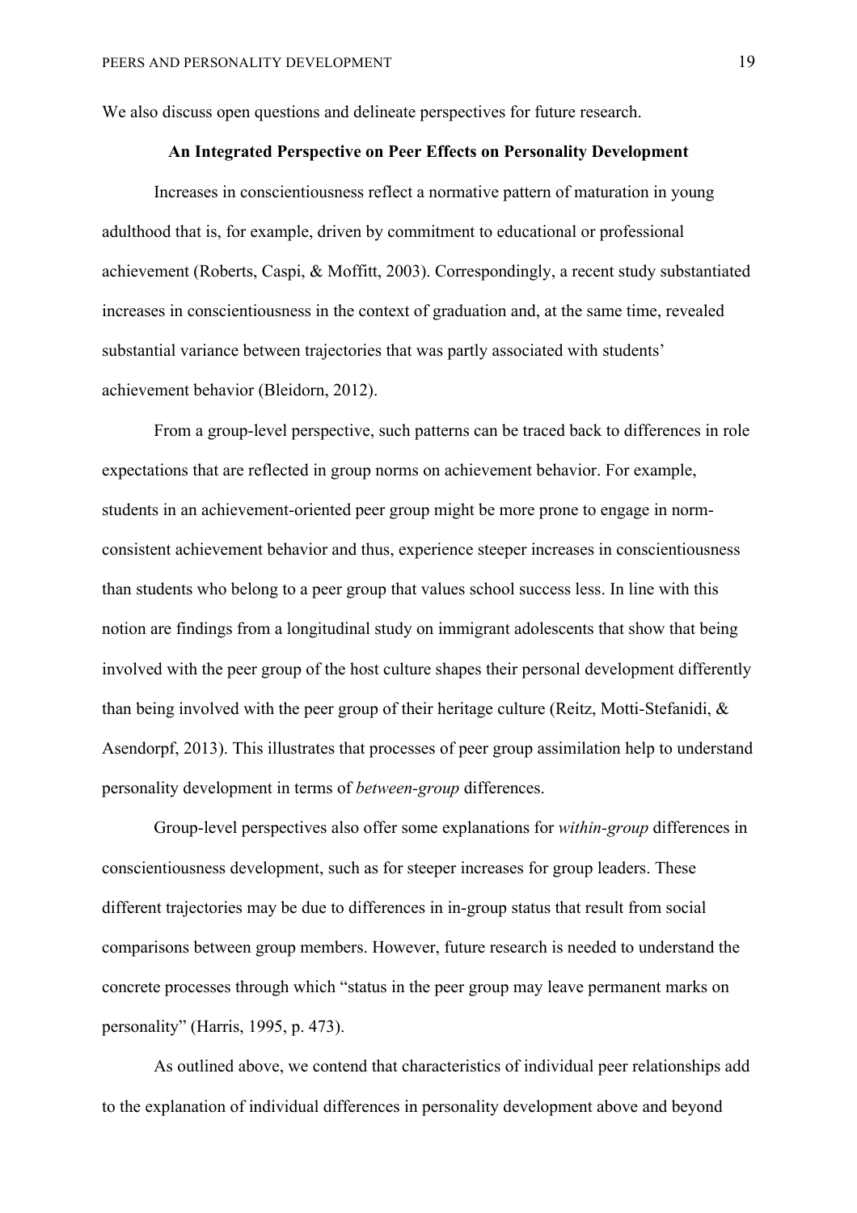We also discuss open questions and delineate perspectives for future research.

## An Integrated Perspective on Peer Effects on Personality Development

Increases in conscientiousness reflect a normative pattern of maturation in young adulthood that is, for example, driven by commitment to educational or professional achievement (Roberts, Caspi, & Moffitt, 2003). Correspondingly, a recent study substantiated increases in conscientiousness in the context of graduation and, at the same time, revealed substantial variance between trajectories that was partly associated with students' achievement behavior (Bleidorn, 2012).

From a group-level perspective, such patterns can be traced back to differences in role expectations that are reflected in group norms on achievement behavior. For example, students in an achievement-oriented peer group might be more prone to engage in norm-consistent achievement behavior and thus, experience steeper increases in conscientiousness than students who belong to a peer group that values school success less. In line with this notion are findings from a longitudinal study on immigrant adolescents that show that being involved with the peer group of the host culture shapes their personal development differently than being involved with the peer group of their heritage culture (Reitz, Motti-Stefanidi, & Asendorpf, 2013). This illustrates that processes of peer group assimilation help to understand personality development in terms of *between-group* differences.

Group-level perspectives also offer some explanations for *within-group* differences in conscientiousness development, such as for steeper increases for group leaders. These different trajectories may be due to differences in in-group status that result from social comparisons between group members. However, future research is needed to understand the concrete processes through which "status in the peer group may leave permanent marks on personality" (Harris, 1995, p. 473).

As outlined above, we contend that characteristics of individual peer relationships add to the explanation of individual differences in personality development above and beyond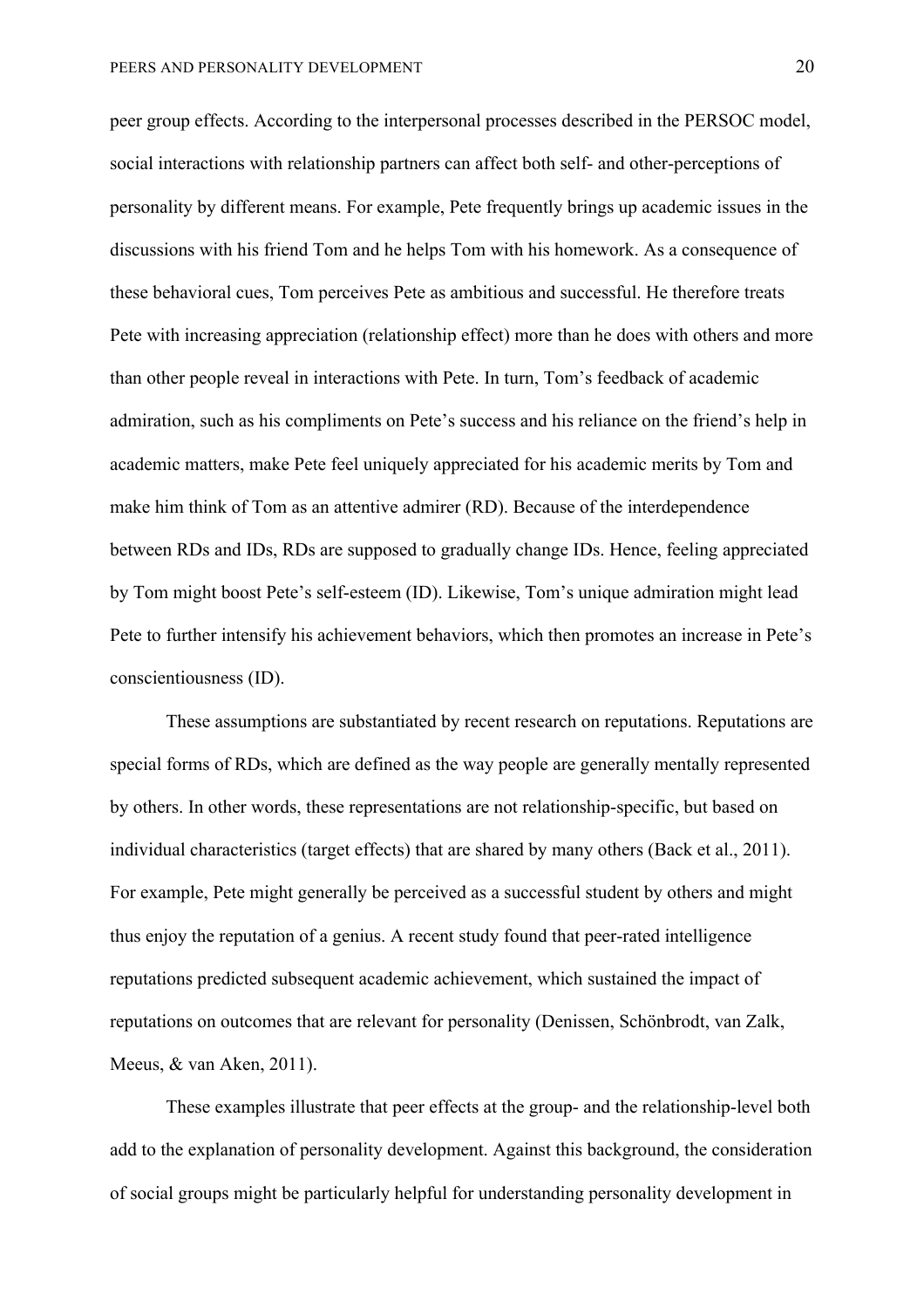peer group effects. According to the interpersonal processes described in the PERSOC model, social interactions with relationship partners can affect both self- and other-perceptions of personality by different means. For example, Pete frequently brings up academic issues in the discussions with his friend Tom and he helps Tom with his homework. As a consequence of these behavioral cues, Tom perceives Pete as ambitious and successful. He therefore treats Pete with increasing appreciation (relationship effect) more than he does with others and more than other people reveal in interactions with Pete. In turn, Tom's feedback of academic admiration, such as his compliments on Pete's success and his reliance on the friend's help in academic matters, make Pete feel uniquely appreciated for his academic merits by Tom and make him think of Tom as an attentive admirer (RD). Because of the interdependence between RDs and IDs, RDs are supposed to gradually change IDs. Hence, feeling appreciated by Tom might boost Pete's self-esteem (ID). Likewise, Tom's unique admiration might lead Pete to further intensify his achievement behaviors, which then promotes an increase in Pete's conscientiousness (ID).

These assumptions are substantiated by recent research on reputations. Reputations are special forms of RDs, which are defined as the way people are generally mentally represented by others. In other words, these representations are not relationship-specific, but based on individual characteristics (target effects) that are shared by many others (Back et al., 2011). For example, Pete might generally be perceived as a successful student by others and might thus enjoy the reputation of a genius. A recent study found that peer-rated intelligence reputations predicted subsequent academic achievement, which sustained the impact of reputations on outcomes that are relevant for personality (Denissen, Schönbrodt, van Zalk, Meeus, & van Aken, 2011).

These examples illustrate that peer effects at the group- and the relationship-level both add to the explanation of personality development. Against this background, the consideration of social groups might be particularly helpful for understanding personality development in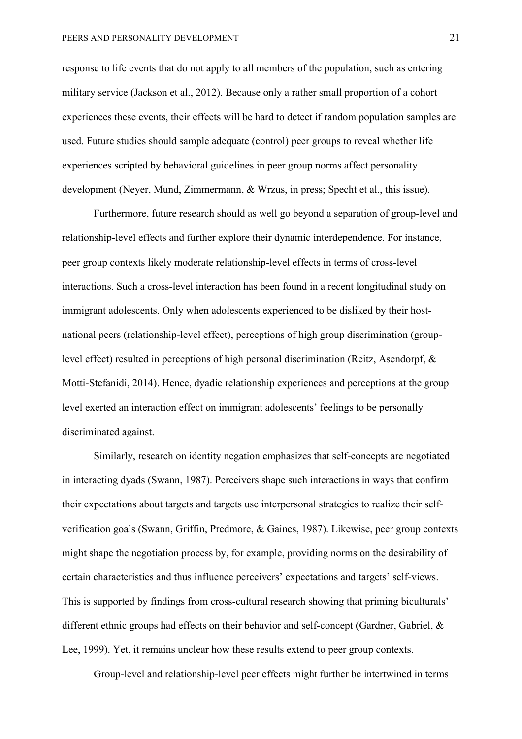response to life events that do not apply to all members of the population, such as entering military service (Jackson et al., 2012). Because only a rather small proportion of a cohort experiences these events, their effects will be hard to detect if random population samples are used. Future studies should sample adequate (control) peer groups to reveal whether life experiences scripted by behavioral guidelines in peer group norms affect personality development (Neyer, Mund, Zimmermann, & Wrzus, in press; Specht et al., this issue).

Furthermore, future research should as well go beyond a separation of group-level and relationship-level effects and further explore their dynamic interdependence. For instance, peer group contexts likely moderate relationship-level effects in terms of cross-level interactions. Such a cross-level interaction has been found in a recent longitudinal study on immigrant adolescents. Only when adolescents experienced to be disliked by their host-national peers (relationship-level effect), perceptions of high group discrimination (group-level effect) resulted in perceptions of high personal discrimination (Reitz, Asendorpf, & Motti-Stefanidi, 2014). Hence, dyadic relationship experiences and perceptions at the group level exerted an interaction effect on immigrant adolescents' feelings to be personally discriminated against.

Similarly, research on identity negation emphasizes that self-concepts are negotiated in interacting dyads (Swann, 1987). Perceivers shape such interactions in ways that confirm their expectations about targets and targets use interpersonal strategies to realize their self-verification goals (Swann, Griffin, Predmore, & Gaines, 1987). Likewise, peer group contexts might shape the negotiation process by, for example, providing norms on the desirability of certain characteristics and thus influence perceivers' expectations and targets' self-views. This is supported by findings from cross-cultural research showing that priming biculturals' different ethnic groups had effects on their behavior and self-concept (Gardner, Gabriel, & Lee, 1999). Yet, it remains unclear how these results extend to peer group contexts.

Group-level and relationship-level peer effects might further be intertwined in terms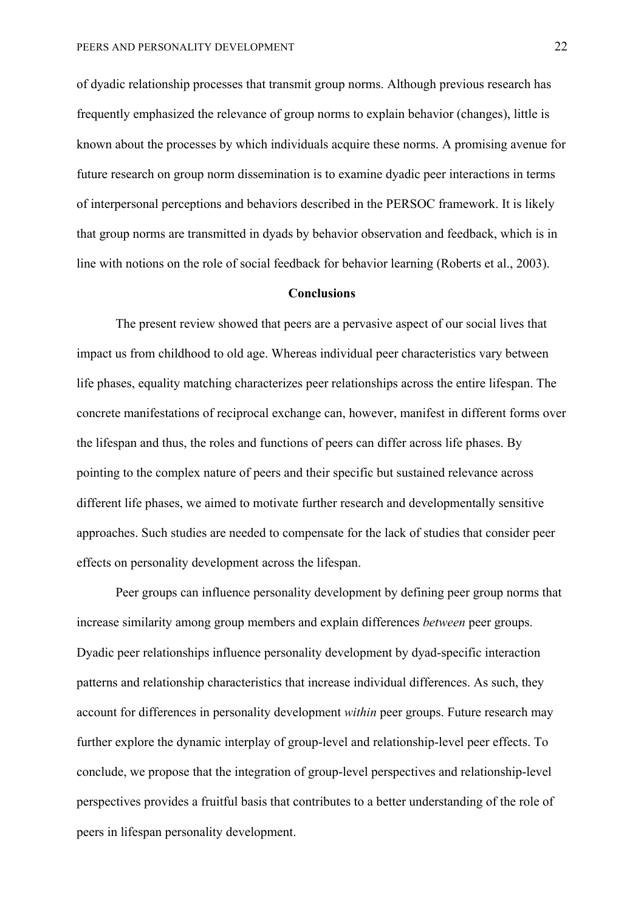of dyadic relationship processes that transmit group norms. Although previous research has frequently emphasized the relevance of group norms to explain behavior (changes), little is known about the processes by which individuals acquire these norms. A promising avenue for future research on group norm dissemination is to examine dyadic peer interactions in terms of interpersonal perceptions and behaviors described in the PERSOC framework. It is likely that group norms are transmitted in dyads by behavior observation and feedback, which is in line with notions on the role of social feedback for behavior learning (Roberts et al., 2003).

## Conclusions

The present review showed that peers are a pervasive aspect of our social lives that impact us from childhood to old age. Whereas individual peer characteristics vary between life phases, equality matching characterizes peer relationships across the entire lifespan. The concrete manifestations of reciprocal exchange can, however, manifest in different forms over the lifespan and thus, the roles and functions of peers can differ across life phases. By pointing to the complex nature of peers and their specific but sustained relevance across different life phases, we aimed to motivate further research and developmentally sensitive approaches. Such studies are needed to compensate for the lack of studies that consider peer effects on personality development across the lifespan.

Peer groups can influence personality development by defining peer group norms that increase similarity among group members and explain differences *between* peer groups. Dyadic peer relationships influence personality development by dyad-specific interaction patterns and relationship characteristics that increase individual differences. As such, they account for differences in personality development *within* peer groups. Future research may further explore the dynamic interplay of group-level and relationship-level peer effects. To conclude, we propose that the integration of group-level perspectives and relationship-level perspectives provides a fruitful basis that contributes to a better understanding of the role of peers in lifespan personality development.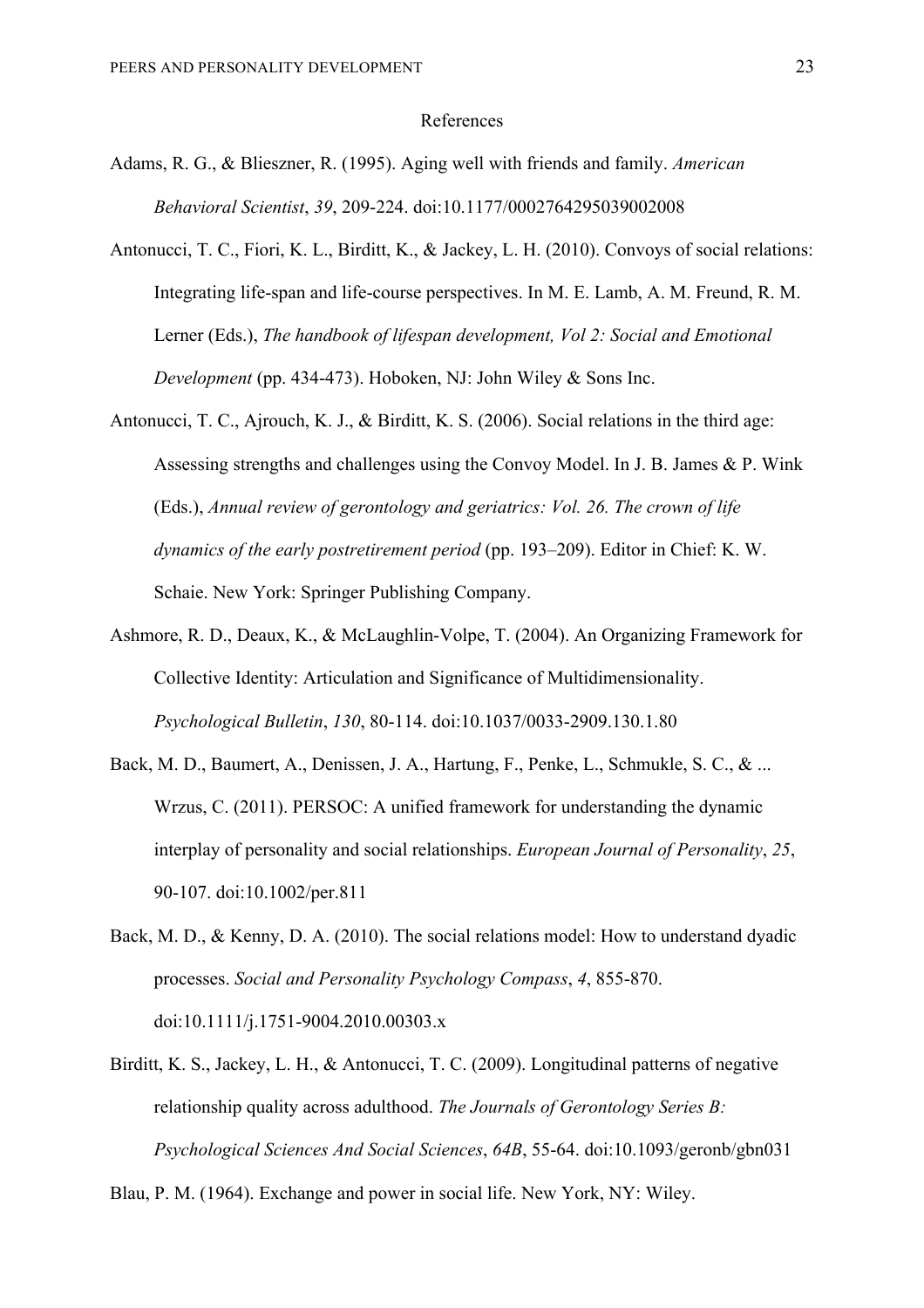# References

Adams, R. G., & Blieszner, R. (1995). Aging well with friends and family. *American Behavioral Scientist*, *39*, 209-224. doi:10.1177/0002764295039002008

Antonucci, T. C., Fiori, K. L., Birditt, K., & Jackey, L. H. (2010). Convoys of social relations: Integrating life-span and life-course perspectives. In M. E. Lamb, A. M. Freund, R. M. Lerner (Eds.), *The handbook of lifespan development, Vol 2: Social and Emotional Development* (pp. 434-473). Hoboken, NJ: John Wiley & Sons Inc.

Antonucci, T. C., Ajrouch, K. J., & Birditt, K. S. (2006). Social relations in the third age: Assessing strengths and challenges using the Convoy Model. In J. B. James & P. Wink (Eds.), *Annual review of gerontology and geriatrics: Vol. 26. The crown of life dynamics of the early postretirement period* (pp. 193–209). Editor in Chief: K. W. Schaie. New York: Springer Publishing Company.

Ashmore, R. D., Deaux, K., & McLaughlin-Volpe, T. (2004). An Organizing Framework for Collective Identity: Articulation and Significance of Multidimensionality. *Psychological Bulletin*, *130*, 80-114. doi:10.1037/0033-2909.130.1.80

Back, M. D., Baumert, A., Denissen, J. A., Hartung, F., Penke, L., Schmukle, S. C., & ... Wrzus, C. (2011). PERSOC: A unified framework for understanding the dynamic interplay of personality and social relationships. *European Journal of Personality*, *25*, 90-107. doi:10.1002/per.811

Back, M. D., & Kenny, D. A. (2010). The social relations model: How to understand dyadic processes. *Social and Personality Psychology Compass*, *4*, 855-870. doi:10.1111/j.1751-9004.2010.00303.x

Birditt, K. S., Jackey, L. H., & Antonucci, T. C. (2009). Longitudinal patterns of negative relationship quality across adulthood. *The Journals of Gerontology Series B: Psychological Sciences And Social Sciences*, *64B*, 55-64. doi:10.1093/geronb/gbn031

Blau, P. M. (1964). Exchange and power in social life. New York, NY: Wiley.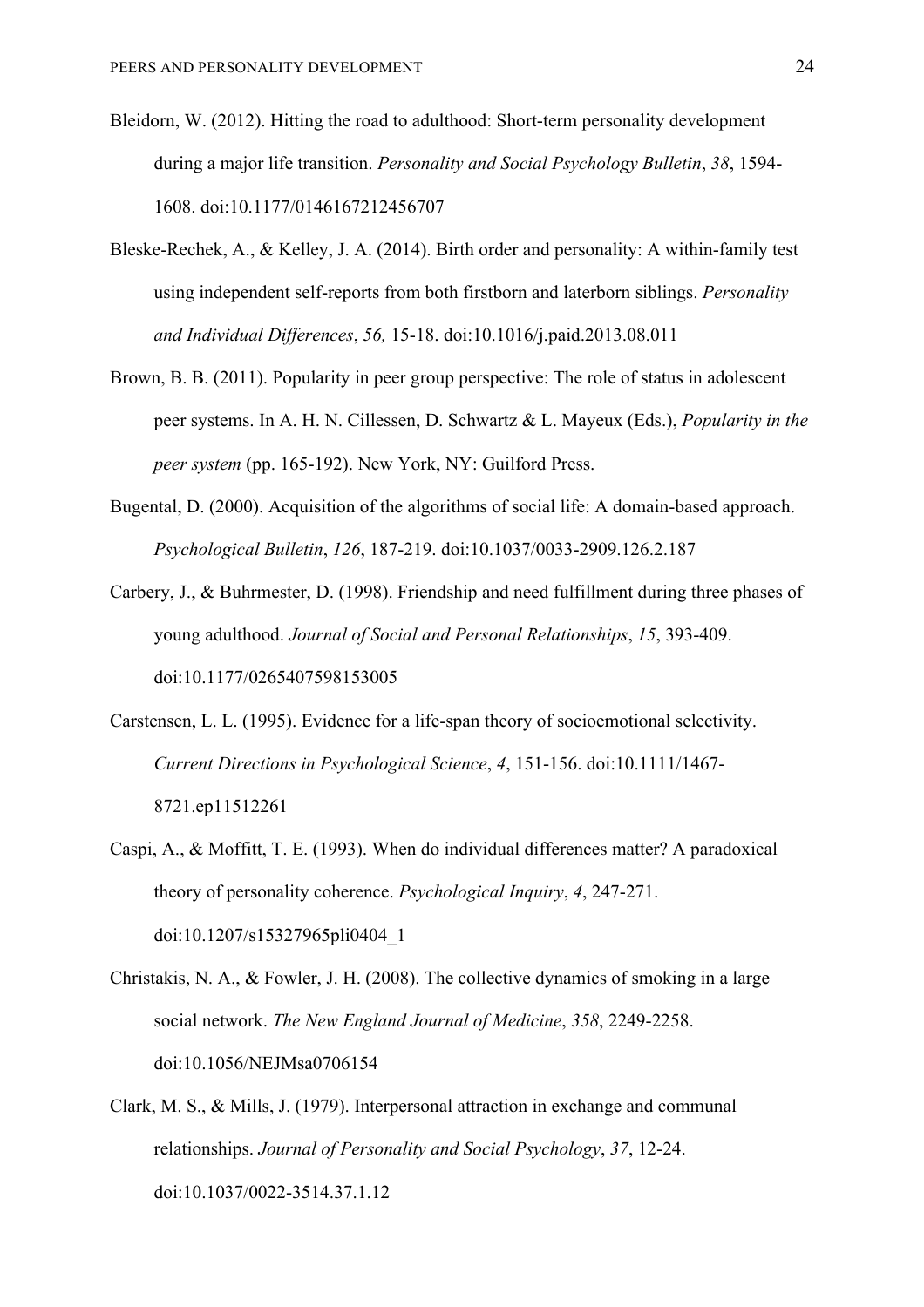Bleidorn, W. (2012). Hitting the road to adulthood: Short-term personality development during a major life transition. *Personality and Social Psychology Bulletin*, *38*, 1594-1608. doi:10.1177/0146167212456707

Bleske-Rechek, A., & Kelley, J. A. (2014). Birth order and personality: A within-family test using independent self-reports from both firstborn and laterborn siblings. *Personality and Individual Differences*, *56,* 15-18. doi:10.1016/j.paid.2013.08.011

Brown, B. B. (2011). Popularity in peer group perspective: The role of status in adolescent peer systems. In A. H. N. Cillessen, D. Schwartz & L. Mayeux (Eds.), *Popularity in the peer system* (pp. 165-192). New York, NY: Guilford Press.

Bugental, D. (2000). Acquisition of the algorithms of social life: A domain-based approach. *Psychological Bulletin*, *126*, 187-219. doi:10.1037/0033-2909.126.2.187

Carbery, J., & Buhrmester, D. (1998). Friendship and need fulfillment during three phases of young adulthood. *Journal of Social and Personal Relationships*, *15*, 393-409. doi:10.1177/0265407598153005

Carstensen, L. L. (1995). Evidence for a life-span theory of socioemotional selectivity. *Current Directions in Psychological Science*, *4*, 151-156. doi:10.1111/1467-8721.ep11512261

Caspi, A., & Moffitt, T. E. (1993). When do individual differences matter? A paradoxical theory of personality coherence. *Psychological Inquiry*, *4*, 247-271. doi:10.1207/s15327965pli0404_1

Christakis, N. A., & Fowler, J. H. (2008). The collective dynamics of smoking in a large social network. *The New England Journal of Medicine*, *358*, 2249-2258. doi:10.1056/NEJMsa0706154

Clark, M. S., & Mills, J. (1979). Interpersonal attraction in exchange and communal relationships. *Journal of Personality and Social Psychology*, *37*, 12-24. doi:10.1037/0022-3514.37.1.12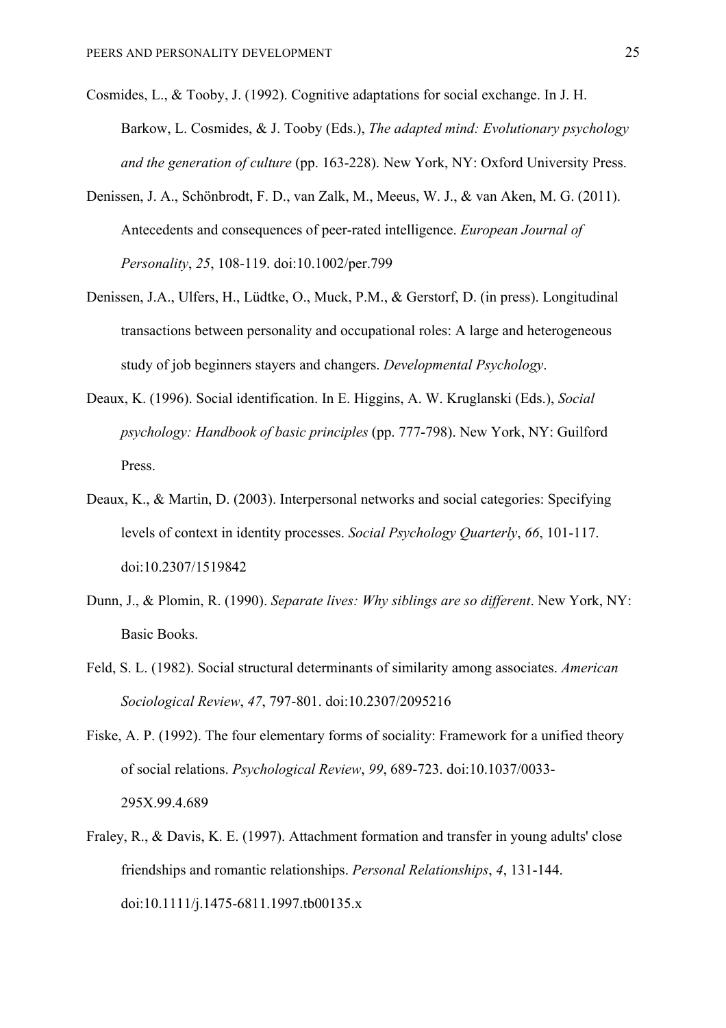Cosmides, L., & Tooby, J. (1992). Cognitive adaptations for social exchange. In J. H. Barkow, L. Cosmides, & J. Tooby (Eds.), *The adapted mind: Evolutionary psychology and the generation of culture* (pp. 163-228). New York, NY: Oxford University Press.

Denissen, J. A., Schönbrodt, F. D., van Zalk, M., Meeus, W. J., & van Aken, M. G. (2011). Antecedents and consequences of peer-rated intelligence. *European Journal of Personality*, *25*, 108-119. doi:10.1002/per.799

Denissen, J.A., Ulfers, H., Lüdtke, O., Muck, P.M., & Gerstorf, D. (in press). Longitudinal transactions between personality and occupational roles: A large and heterogeneous study of job beginners stayers and changers. *Developmental Psychology*.

Deaux, K. (1996). Social identification. In E. Higgins, A. W. Kruglanski (Eds.), *Social psychology: Handbook of basic principles* (pp. 777-798). New York, NY: Guilford Press.

Deaux, K., & Martin, D. (2003). Interpersonal networks and social categories: Specifying levels of context in identity processes. *Social Psychology Quarterly*, *66*, 101-117. doi:10.2307/1519842

Dunn, J., & Plomin, R. (1990). *Separate lives: Why siblings are so different*. New York, NY: Basic Books.

Feld, S. L. (1982). Social structural determinants of similarity among associates. *American Sociological Review*, *47*, 797-801. doi:10.2307/2095216

Fiske, A. P. (1992). The four elementary forms of sociality: Framework for a unified theory of social relations. *Psychological Review*, *99*, 689-723. doi:10.1037/0033-295X.99.4.689

Fraley, R., & Davis, K. E. (1997). Attachment formation and transfer in young adults' close friendships and romantic relationships. *Personal Relationships*, *4*, 131-144. doi:10.1111/j.1475-6811.1997.tb00135.x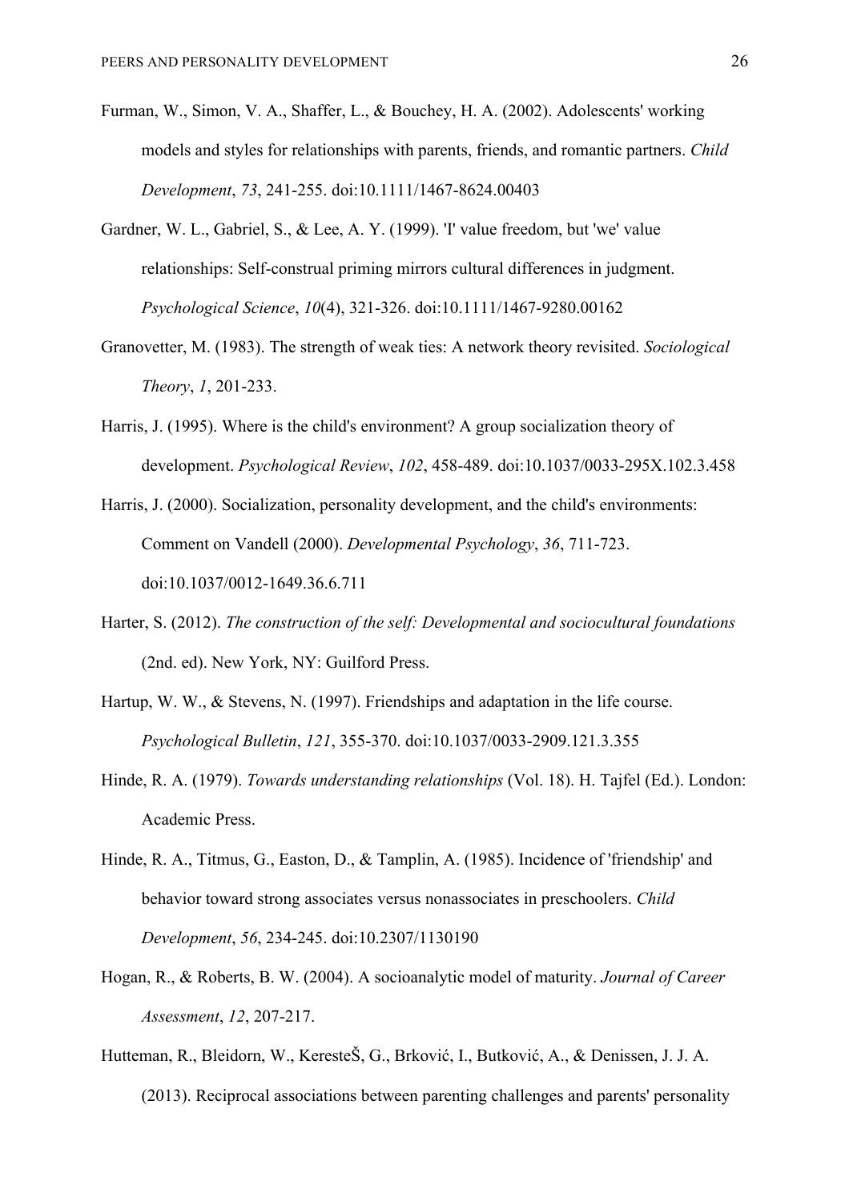Furman, W., Simon, V. A., Shaffer, L., & Bouchey, H. A. (2002). Adolescents' working models and styles for relationships with parents, friends, and romantic partners. *Child Development*, *73*, 241-255. doi:10.1111/1467-8624.00403

Gardner, W. L., Gabriel, S., & Lee, A. Y. (1999). 'I' value freedom, but 'we' value relationships: Self-construal priming mirrors cultural differences in judgment. *Psychological Science*, *10*(4), 321-326. doi:10.1111/1467-9280.00162

Granovetter, M. (1983). The strength of weak ties: A network theory revisited. *Sociological Theory*, *1*, 201-233.

Harris, J. (1995). Where is the child's environment? A group socialization theory of development. *Psychological Review*, *102*, 458-489. doi:10.1037/0033-295X.102.3.458

Harris, J. (2000). Socialization, personality development, and the child's environments: Comment on Vandell (2000). *Developmental Psychology*, *36*, 711-723. doi:10.1037/0012-1649.36.6.711

Harter, S. (2012). *The construction of the self: Developmental and sociocultural foundations* (2nd. ed). New York, NY: Guilford Press.

Hartup, W. W., & Stevens, N. (1997). Friendships and adaptation in the life course. *Psychological Bulletin*, *121*, 355-370. doi:10.1037/0033-2909.121.3.355

Hinde, R. A. (1979). *Towards understanding relationships* (Vol. 18). H. Tajfel (Ed.). London: Academic Press.

Hinde, R. A., Titmus, G., Easton, D., & Tamplin, A. (1985). Incidence of 'friendship' and behavior toward strong associates versus nonassociates in preschoolers. *Child Development*, *56*, 234-245. doi:10.2307/1130190

Hogan, R., & Roberts, B. W. (2004). A socioanalytic model of maturity. *Journal of Career Assessment*, *12*, 207-217.

Hutteman, R., Bleidorn, W., KeresteŠ, G., Brković, I., Butković, A., & Denissen, J. J. A. (2013). Reciprocal associations between parenting challenges and parents' personality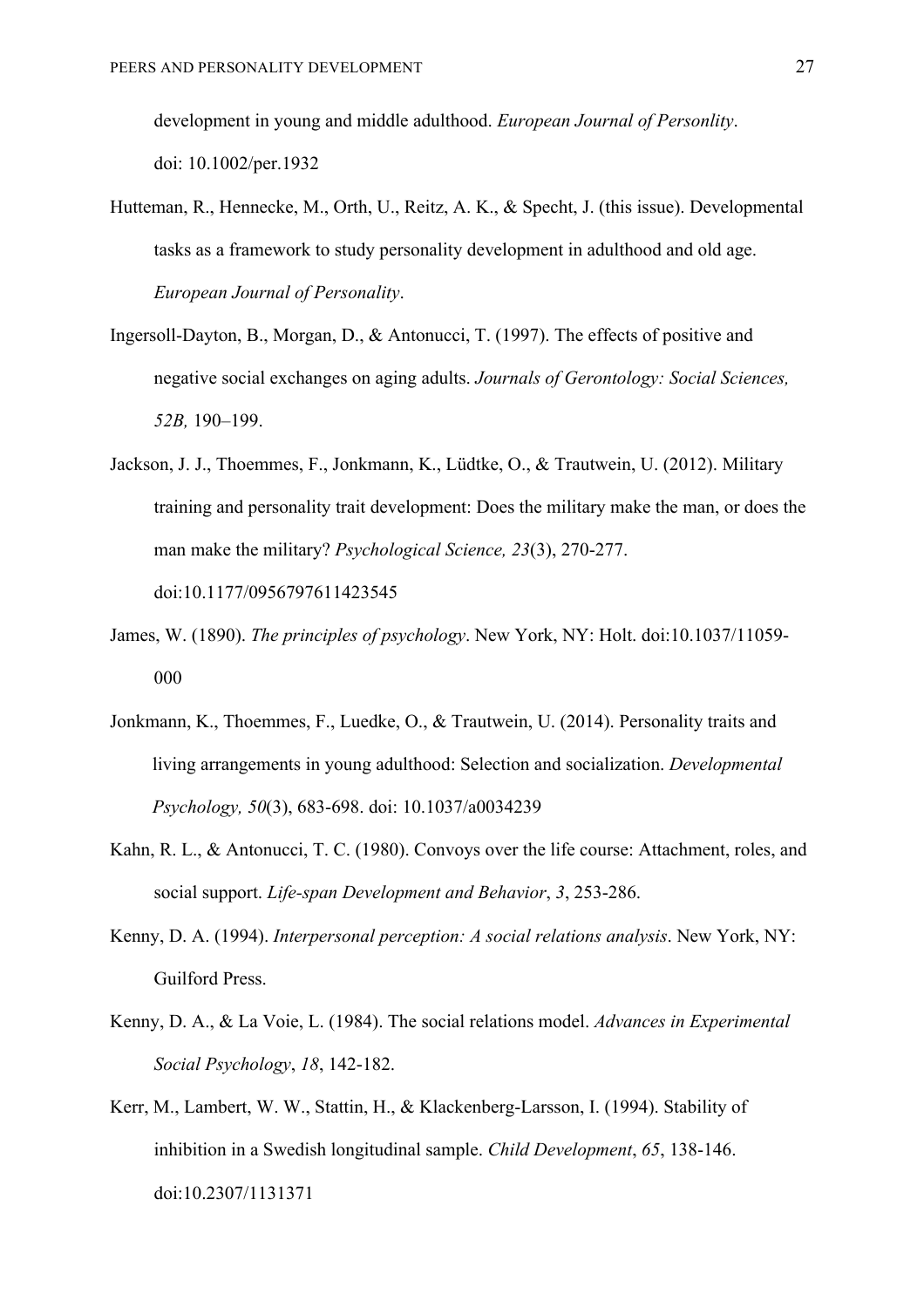development in young and middle adulthood. *European Journal of Personlity*. doi: 10.1002/per.1932

Hutteman, R., Hennecke, M., Orth, U., Reitz, A. K., & Specht, J. (this issue). Developmental tasks as a framework to study personality development in adulthood and old age. *European Journal of Personality*.

Ingersoll-Dayton, B., Morgan, D., & Antonucci, T. (1997). The effects of positive and negative social exchanges on aging adults. *Journals of Gerontology: Social Sciences, 52B,* 190–199.

Jackson, J. J., Thoemmes, F., Jonkmann, K., Lüdtke, O., & Trautwein, U. (2012). Military training and personality trait development: Does the military make the man, or does the man make the military? *Psychological Science, 23*(3), 270-277. doi:10.1177/0956797611423545

James, W. (1890). *The principles of psychology*. New York, NY: Holt. doi:10.1037/11059-000

Jonkmann, K., Thoemmes, F., Luedke, O., & Trautwein, U. (2014). Personality traits and living arrangements in young adulthood: Selection and socialization. *Developmental Psychology, 50*(3), 683-698. doi: 10.1037/a0034239

Kahn, R. L., & Antonucci, T. C. (1980). Convoys over the life course: Attachment, roles, and social support. *Life-span Development and Behavior*, *3*, 253-286.

Kenny, D. A. (1994). *Interpersonal perception: A social relations analysis*. New York, NY: Guilford Press.

Kenny, D. A., & La Voie, L. (1984). The social relations model. *Advances in Experimental Social Psychology*, *18*, 142-182.

Kerr, M., Lambert, W. W., Stattin, H., & Klackenberg-Larsson, I. (1994). Stability of inhibition in a Swedish longitudinal sample. *Child Development*, *65*, 138-146. doi:10.2307/1131371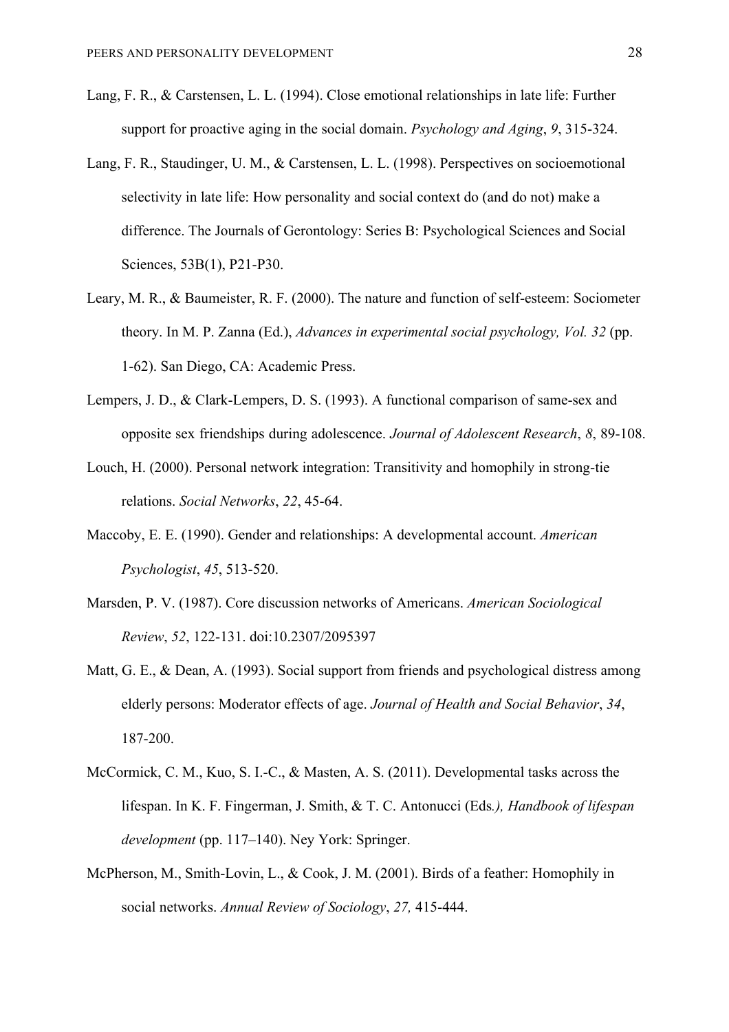Lang, F. R., & Carstensen, L. L. (1994). Close emotional relationships in late life: Further support for proactive aging in the social domain. *Psychology and Aging*, *9*, 315-324.

Lang, F. R., Staudinger, U. M., & Carstensen, L. L. (1998). Perspectives on socioemotional selectivity in late life: How personality and social context do (and do not) make a difference. The Journals of Gerontology: Series B: Psychological Sciences and Social Sciences, 53B(1), P21-P30.

Leary, M. R., & Baumeister, R. F. (2000). The nature and function of self-esteem: Sociometer theory. In M. P. Zanna (Ed.), *Advances in experimental social psychology, Vol. 32* (pp. 1-62). San Diego, CA: Academic Press.

Lempers, J. D., & Clark-Lempers, D. S. (1993). A functional comparison of same-sex and opposite sex friendships during adolescence. *Journal of Adolescent Research*, *8*, 89-108.

Louch, H. (2000). Personal network integration: Transitivity and homophily in strong-tie relations. *Social Networks*, *22*, 45-64.

Maccoby, E. E. (1990). Gender and relationships: A developmental account. *American Psychologist*, *45*, 513-520.

Marsden, P. V. (1987). Core discussion networks of Americans. *American Sociological Review*, *52*, 122-131. doi:10.2307/2095397

Matt, G. E., & Dean, A. (1993). Social support from friends and psychological distress among elderly persons: Moderator effects of age. *Journal of Health and Social Behavior*, *34*, 187-200.

McCormick, C. M., Kuo, S. I.-C., & Masten, A. S. (2011). Developmental tasks across the lifespan. In K. F. Fingerman, J. Smith, & T. C. Antonucci (Eds*.), Handbook of lifespan development* (pp. 117–140). Ney York: Springer.

McPherson, M., Smith-Lovin, L., & Cook, J. M. (2001). Birds of a feather: Homophily in social networks. *Annual Review of Sociology*, *27,* 415-444.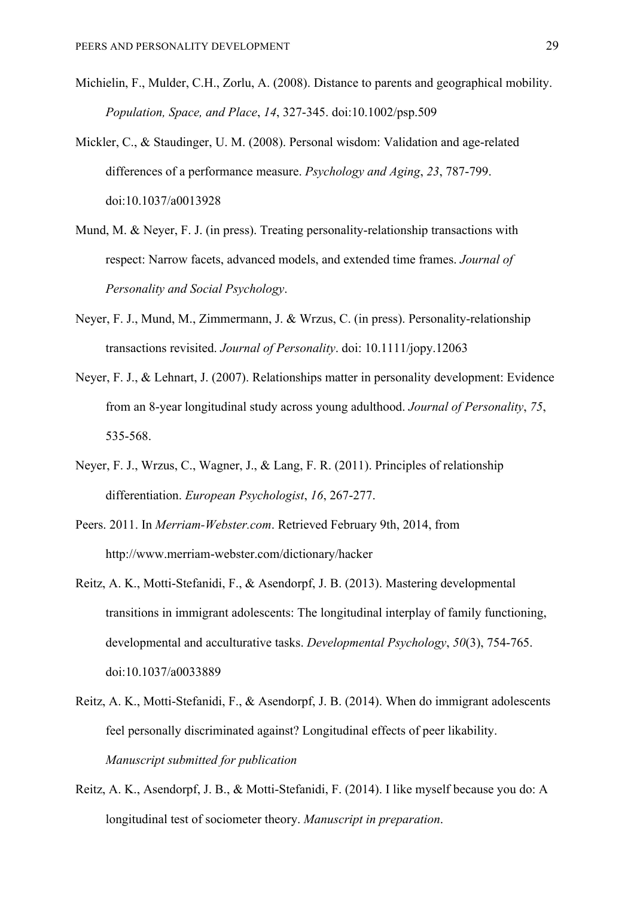Michielin, F., Mulder, C.H., Zorlu, A. (2008). Distance to parents and geographical mobility. *Population, Space, and Place*, *14*, 327-345. doi:10.1002/psp.509

Mickler, C., & Staudinger, U. M. (2008). Personal wisdom: Validation and age-related differences of a performance measure. *Psychology and Aging*, *23*, 787-799. doi:10.1037/a0013928

Mund, M. & Neyer, F. J. (in press). Treating personality-relationship transactions with respect: Narrow facets, advanced models, and extended time frames. *Journal of Personality and Social Psychology*.

Neyer, F. J., Mund, M., Zimmermann, J. & Wrzus, C. (in press). Personality-relationship transactions revisited. *Journal of Personality*. doi: 10.1111/jopy.12063

Neyer, F. J., & Lehnart, J. (2007). Relationships matter in personality development: Evidence from an 8-year longitudinal study across young adulthood. *Journal of Personality*, *75*, 535-568.

Neyer, F. J., Wrzus, C., Wagner, J., & Lang, F. R. (2011). Principles of relationship differentiation. *European Psychologist*, *16*, 267-277.

Peers. 2011. In *Merriam-Webster.com*. Retrieved February 9th, 2014, from http://www.merriam-webster.com/dictionary/hacker

Reitz, A. K., Motti-Stefanidi, F., & Asendorpf, J. B. (2013). Mastering developmental transitions in immigrant adolescents: The longitudinal interplay of family functioning, developmental and acculturative tasks. *Developmental Psychology*, *50*(3), 754-765. doi:10.1037/a0033889

Reitz, A. K., Motti-Stefanidi, F., & Asendorpf, J. B. (2014). When do immigrant adolescents feel personally discriminated against? Longitudinal effects of peer likability. *Manuscript submitted for publication*

Reitz, A. K., Asendorpf, J. B., & Motti-Stefanidi, F. (2014). I like myself because you do: A longitudinal test of sociometer theory. *Manuscript in preparation*.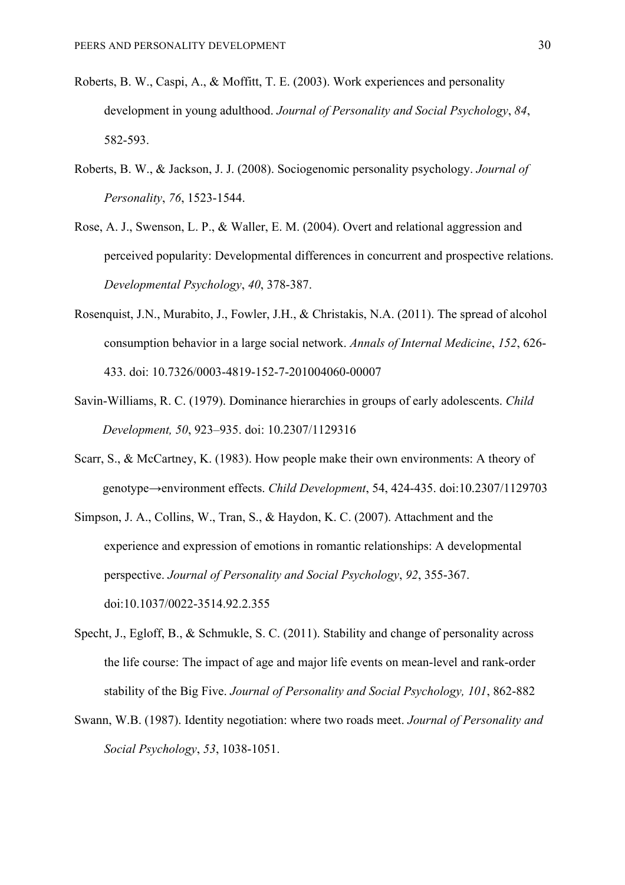Roberts, B. W., Caspi, A., & Moffitt, T. E. (2003). Work experiences and personality development in young adulthood. *Journal of Personality and Social Psychology*, *84*, 582-593.

Roberts, B. W., & Jackson, J. J. (2008). Sociogenomic personality psychology. *Journal of Personality*, *76*, 1523-1544.

Rose, A. J., Swenson, L. P., & Waller, E. M. (2004). Overt and relational aggression and perceived popularity: Developmental differences in concurrent and prospective relations. *Developmental Psychology*, *40*, 378-387.

Rosenquist, J.N., Murabito, J., Fowler, J.H., & Christakis, N.A. (2011). The spread of alcohol consumption behavior in a large social network. *Annals of Internal Medicine*, *152*, 626-433. doi: 10.7326/0003-4819-152-7-201004060-00007

Savin-Williams, R. C. (1979). Dominance hierarchies in groups of early adolescents. *Child Development, 50*, 923–935. doi: 10.2307/1129316

Scarr, S., & McCartney, K. (1983). How people make their own environments: A theory of genotype→environment effects. *Child Development*, 54, 424-435. doi:10.2307/1129703

Simpson, J. A., Collins, W., Tran, S., & Haydon, K. C. (2007). Attachment and the experience and expression of emotions in romantic relationships: A developmental perspective. *Journal of Personality and Social Psychology*, *92*, 355-367. doi:10.1037/0022-3514.92.2.355

Specht, J., Egloff, B., & Schmukle, S. C. (2011). Stability and change of personality across the life course: The impact of age and major life events on mean-level and rank-order stability of the Big Five. *Journal of Personality and Social Psychology, 101*, 862-882

Swann, W.B. (1987). Identity negotiation: where two roads meet. *Journal of Personality and Social Psychology*, *53*, 1038-1051.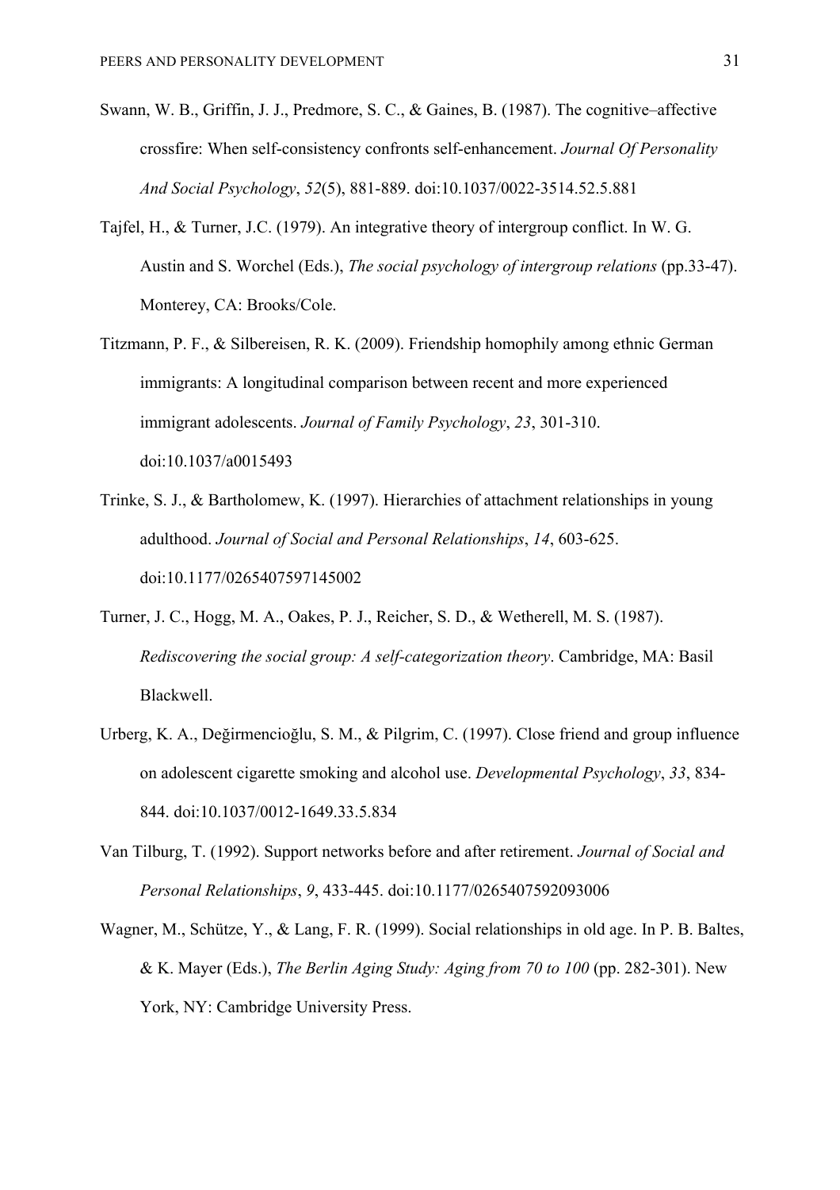Swann, W. B., Griffin, J. J., Predmore, S. C., & Gaines, B. (1987). The cognitive–affective crossfire: When self-consistency confronts self-enhancement. *Journal Of Personality And Social Psychology*, *52*(5), 881-889. doi:10.1037/0022-3514.52.5.881

Tajfel, H., & Turner, J.C. (1979). An integrative theory of intergroup conflict. In W. G. Austin and S. Worchel (Eds.), *The social psychology of intergroup relations* (pp.33-47). Monterey, CA: Brooks/Cole.

Titzmann, P. F., & Silbereisen, R. K. (2009). Friendship homophily among ethnic German immigrants: A longitudinal comparison between recent and more experienced immigrant adolescents. *Journal of Family Psychology*, *23*, 301-310. doi:10.1037/a0015493

Trinke, S. J., & Bartholomew, K. (1997). Hierarchies of attachment relationships in young adulthood. *Journal of Social and Personal Relationships*, *14*, 603-625. doi:10.1177/0265407597145002

Turner, J. C., Hogg, M. A., Oakes, P. J., Reicher, S. D., & Wetherell, M. S. (1987). *Rediscovering the social group: A self-categorization theory*. Cambridge, MA: Basil Blackwell.

Urberg, K. A., Değirmencioğlu, S. M., & Pilgrim, C. (1997). Close friend and group influence on adolescent cigarette smoking and alcohol use. *Developmental Psychology*, *33*, 834-844. doi:10.1037/0012-1649.33.5.834

Van Tilburg, T. (1992). Support networks before and after retirement. *Journal of Social and Personal Relationships*, *9*, 433-445. doi:10.1177/0265407592093006

Wagner, M., Schütze, Y., & Lang, F. R. (1999). Social relationships in old age. In P. B. Baltes, & K. Mayer (Eds.), *The Berlin Aging Study: Aging from 70 to 100* (pp. 282-301). New York, NY: Cambridge University Press.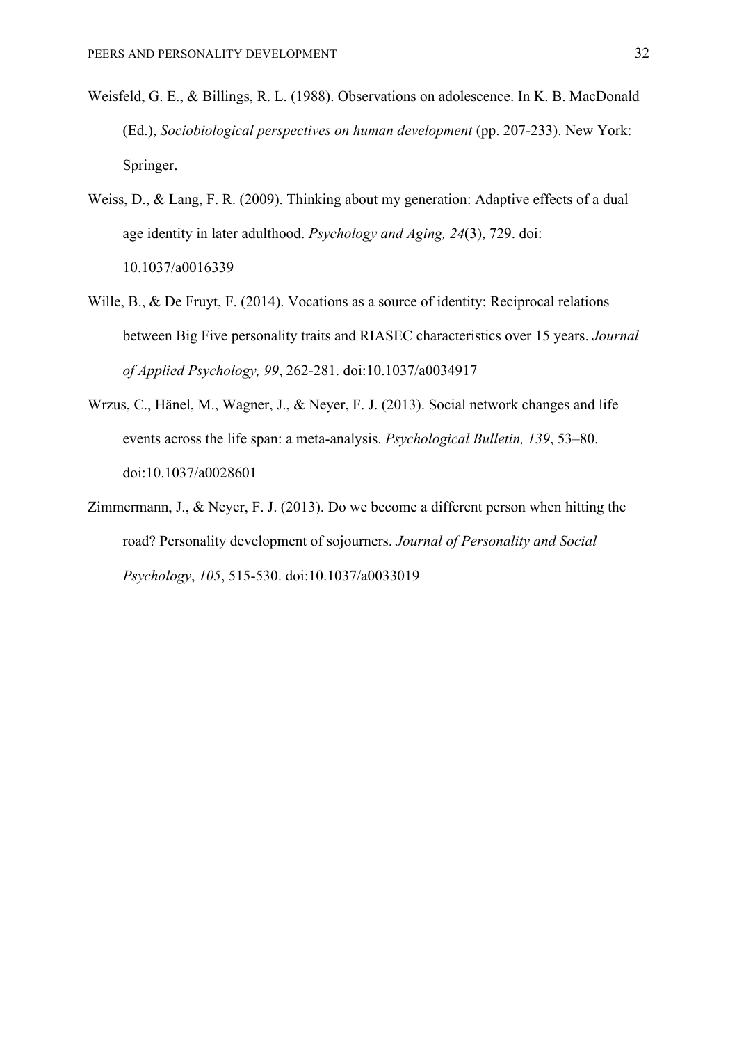Weisfeld, G. E., & Billings, R. L. (1988). Observations on adolescence. In K. B. MacDonald (Ed.), *Sociobiological perspectives on human development* (pp. 207-233). New York: Springer.

Weiss, D., & Lang, F. R. (2009). Thinking about my generation: Adaptive effects of a dual age identity in later adulthood. *Psychology and Aging, 24*(3), 729. doi: 10.1037/a0016339

Wille, B., & De Fruyt, F. (2014). Vocations as a source of identity: Reciprocal relations between Big Five personality traits and RIASEC characteristics over 15 years. *Journal of Applied Psychology, 99*, 262-281. doi:10.1037/a0034917

Wrzus, C., Hänel, M., Wagner, J., & Neyer, F. J. (2013). Social network changes and life events across the life span: a meta-analysis. *Psychological Bulletin, 139*, 53–80. doi:10.1037/a0028601

Zimmermann, J., & Neyer, F. J. (2013). Do we become a different person when hitting the road? Personality development of sojourners. *Journal of Personality and Social Psychology*, *105*, 515-530. doi:10.1037/a0033019